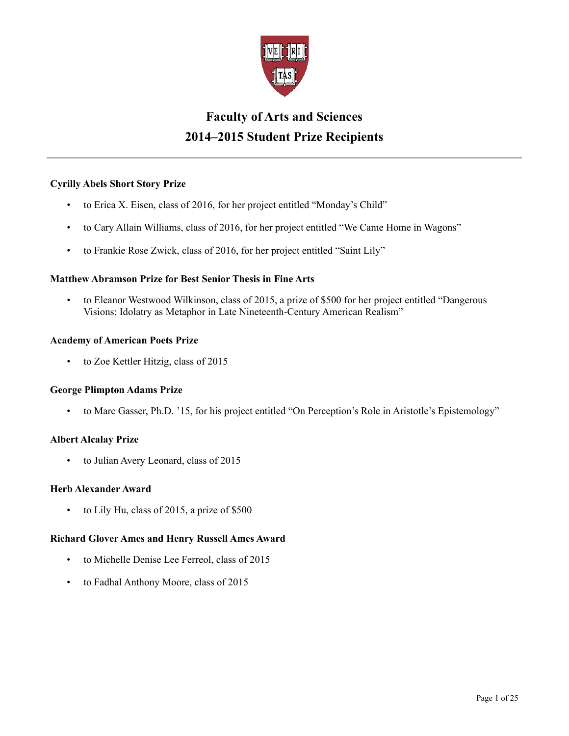# Faculty of Arts and Sciences
# 2014–2015 Student Prize Recipients

---

### Cyrilly Abels Short Story Prize

- to Erica X. Eisen, class of 2016, for her project entitled "Monday's Child"
- to Cary Allain Williams, class of 2016, for her project entitled "We Came Home in Wagons"
- to Frankie Rose Zwick, class of 2016, for her project entitled "Saint Lily"

### Matthew Abramson Prize for Best Senior Thesis in Fine Arts

- to Eleanor Westwood Wilkinson, class of 2015, a prize of $500 for her project entitled "Dangerous Visions: Idolatry as Metaphor in Late Nineteenth-Century American Realism"

### Academy of American Poets Prize

- to Zoe Kettler Hitzig, class of 2015

### George Plimpton Adams Prize

- to Marc Gasser, Ph.D. '15, for his project entitled "On Perception's Role in Aristotle's Epistemology"

### Albert Alcalay Prize

- to Julian Avery Leonard, class of 2015

### Herb Alexander Award

- to Lily Hu, class of 2015, a prize of $500

### Richard Glover Ames and Henry Russell Ames Award

- to Michelle Denise Lee Ferreol, class of 2015
- to Fadhal Anthony Moore, class of 2015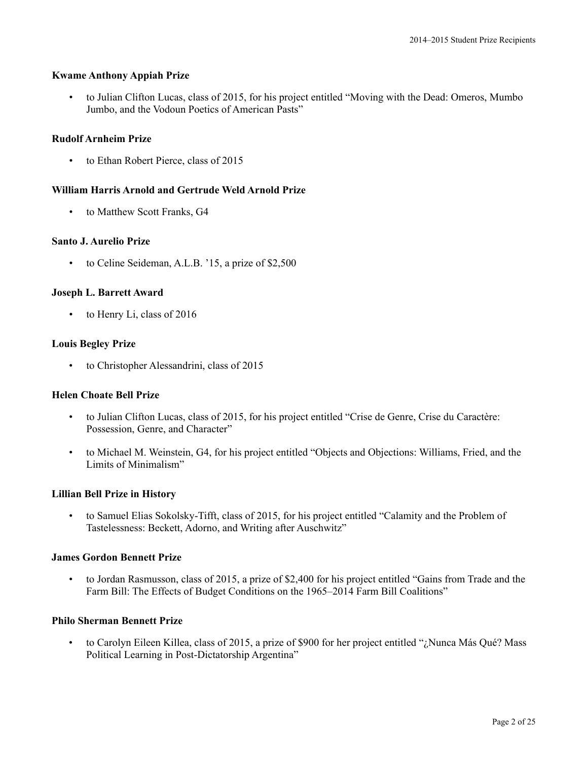**Kwame Anthony Appiah Prize**

- to Julian Clifton Lucas, class of 2015, for his project entitled "Moving with the Dead: Omeros, Mumbo Jumbo, and the Vodoun Poetics of American Pasts"

**Rudolf Arnheim Prize**

- to Ethan Robert Pierce, class of 2015

**William Harris Arnold and Gertrude Weld Arnold Prize**

- to Matthew Scott Franks, G4

**Santo J. Aurelio Prize**

- to Celine Seideman, A.L.B. '15, a prize of $2,500

**Joseph L. Barrett Award**

- to Henry Li, class of 2016

**Louis Begley Prize**

- to Christopher Alessandrini, class of 2015

**Helen Choate Bell Prize**

- to Julian Clifton Lucas, class of 2015, for his project entitled "Crise de Genre, Crise du Caractère: Possession, Genre, and Character"
- to Michael M. Weinstein, G4, for his project entitled "Objects and Objections: Williams, Fried, and the Limits of Minimalism"

**Lillian Bell Prize in History**

- to Samuel Elias Sokolsky-Tifft, class of 2015, for his project entitled "Calamity and the Problem of Tastelessness: Beckett, Adorno, and Writing after Auschwitz"

**James Gordon Bennett Prize**

- to Jordan Rasmusson, class of 2015, a prize of $2,400 for his project entitled "Gains from Trade and the Farm Bill: The Effects of Budget Conditions on the 1965–2014 Farm Bill Coalitions"

**Philo Sherman Bennett Prize**

- to Carolyn Eileen Killea, class of 2015, a prize of $900 for her project entitled "¿Nunca Más Qué? Mass Political Learning in Post-Dictatorship Argentina"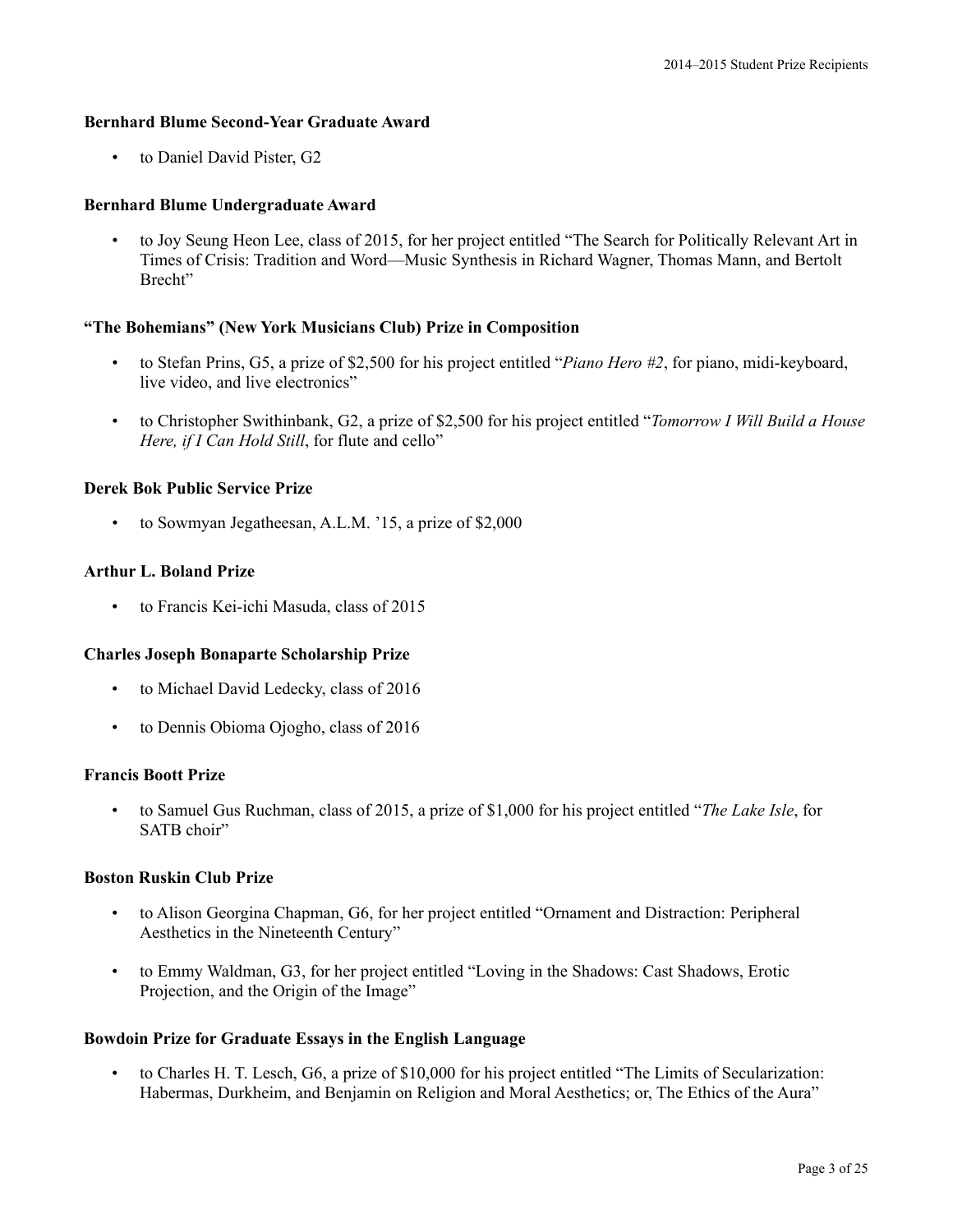**Bernhard Blume Second-Year Graduate Award**

- to Daniel David Pister, G2

**Bernhard Blume Undergraduate Award**

- to Joy Seung Heon Lee, class of 2015, for her project entitled "The Search for Politically Relevant Art in Times of Crisis: Tradition and Word—Music Synthesis in Richard Wagner, Thomas Mann, and Bertolt Brecht"

**"The Bohemians" (New York Musicians Club) Prize in Composition**

- to Stefan Prins, G5, a prize of $2,500 for his project entitled "*Piano Hero #2*, for piano, midi-keyboard, live video, and live electronics"
- to Christopher Swithinbank, G2, a prize of $2,500 for his project entitled "*Tomorrow I Will Build a House Here, if I Can Hold Still*, for flute and cello"

**Derek Bok Public Service Prize**

- to Sowmyan Jegatheesan, A.L.M. '15, a prize of $2,000

**Arthur L. Boland Prize**

- to Francis Kei-ichi Masuda, class of 2015

**Charles Joseph Bonaparte Scholarship Prize**

- to Michael David Ledecky, class of 2016
- to Dennis Obioma Ojogho, class of 2016

**Francis Boott Prize**

- to Samuel Gus Ruchman, class of 2015, a prize of $1,000 for his project entitled "*The Lake Isle*, for SATB choir"

**Boston Ruskin Club Prize**

- to Alison Georgina Chapman, G6, for her project entitled "Ornament and Distraction: Peripheral Aesthetics in the Nineteenth Century"
- to Emmy Waldman, G3, for her project entitled "Loving in the Shadows: Cast Shadows, Erotic Projection, and the Origin of the Image"

**Bowdoin Prize for Graduate Essays in the English Language**

- to Charles H. T. Lesch, G6, a prize of $10,000 for his project entitled "The Limits of Secularization: Habermas, Durkheim, and Benjamin on Religion and Moral Aesthetics; or, The Ethics of the Aura"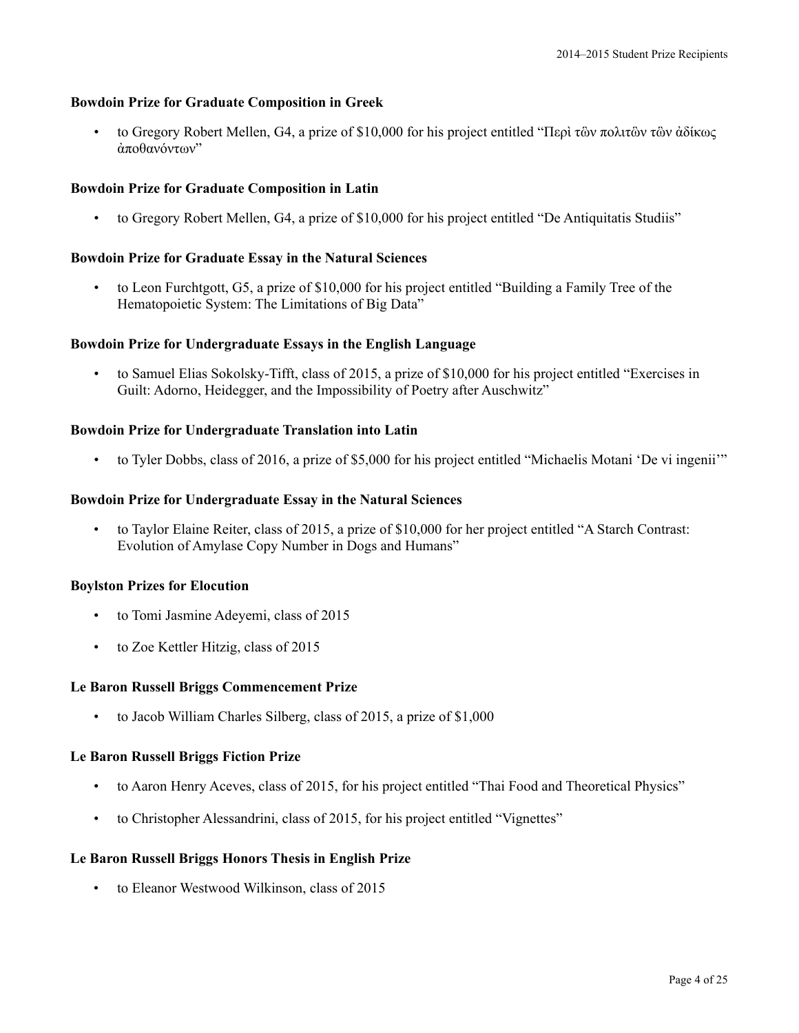**Bowdoin Prize for Graduate Composition in Greek**

- to Gregory Robert Mellen, G4, a prize of $10,000 for his project entitled "Περὶ τῶν πολιτῶν τῶν ἀδίκως ἀποθανόντων"

**Bowdoin Prize for Graduate Composition in Latin**

- to Gregory Robert Mellen, G4, a prize of $10,000 for his project entitled "De Antiquitatis Studiis"

**Bowdoin Prize for Graduate Essay in the Natural Sciences**

- to Leon Furchtgott, G5, a prize of $10,000 for his project entitled "Building a Family Tree of the Hematopoietic System: The Limitations of Big Data"

**Bowdoin Prize for Undergraduate Essays in the English Language**

- to Samuel Elias Sokolsky-Tifft, class of 2015, a prize of $10,000 for his project entitled "Exercises in Guilt: Adorno, Heidegger, and the Impossibility of Poetry after Auschwitz"

**Bowdoin Prize for Undergraduate Translation into Latin**

- to Tyler Dobbs, class of 2016, a prize of $5,000 for his project entitled "Michaelis Motani 'De vi ingenii'"

**Bowdoin Prize for Undergraduate Essay in the Natural Sciences**

- to Taylor Elaine Reiter, class of 2015, a prize of $10,000 for her project entitled "A Starch Contrast: Evolution of Amylase Copy Number in Dogs and Humans"

**Boylston Prizes for Elocution**

- to Tomi Jasmine Adeyemi, class of 2015
- to Zoe Kettler Hitzig, class of 2015

**Le Baron Russell Briggs Commencement Prize**

- to Jacob William Charles Silberg, class of 2015, a prize of $1,000

**Le Baron Russell Briggs Fiction Prize**

- to Aaron Henry Aceves, class of 2015, for his project entitled "Thai Food and Theoretical Physics"
- to Christopher Alessandrini, class of 2015, for his project entitled "Vignettes"

**Le Baron Russell Briggs Honors Thesis in English Prize**

- to Eleanor Westwood Wilkinson, class of 2015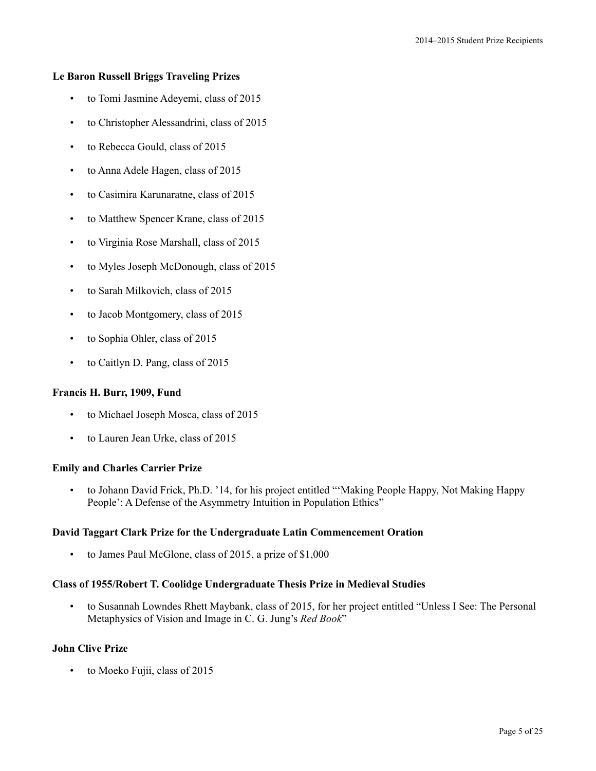**Le Baron Russell Briggs Traveling Prizes**

- to Tomi Jasmine Adeyemi, class of 2015
- to Christopher Alessandrini, class of 2015
- to Rebecca Gould, class of 2015
- to Anna Adele Hagen, class of 2015
- to Casimira Karunaratne, class of 2015
- to Matthew Spencer Krane, class of 2015
- to Virginia Rose Marshall, class of 2015
- to Myles Joseph McDonough, class of 2015
- to Sarah Milkovich, class of 2015
- to Jacob Montgomery, class of 2015
- to Sophia Ohler, class of 2015
- to Caitlyn D. Pang, class of 2015

**Francis H. Burr, 1909, Fund**

- to Michael Joseph Mosca, class of 2015
- to Lauren Jean Urke, class of 2015

**Emily and Charles Carrier Prize**

- to Johann David Frick, Ph.D. '14, for his project entitled "'Making People Happy, Not Making Happy People': A Defense of the Asymmetry Intuition in Population Ethics"

**David Taggart Clark Prize for the Undergraduate Latin Commencement Oration**

- to James Paul McGlone, class of 2015, a prize of $1,000

**Class of 1955/Robert T. Coolidge Undergraduate Thesis Prize in Medieval Studies**

- to Susannah Lowndes Rhett Maybank, class of 2015, for her project entitled "Unless I See: The Personal Metaphysics of Vision and Image in C. G. Jung's *Red Book*"

**John Clive Prize**

- to Moeko Fujii, class of 2015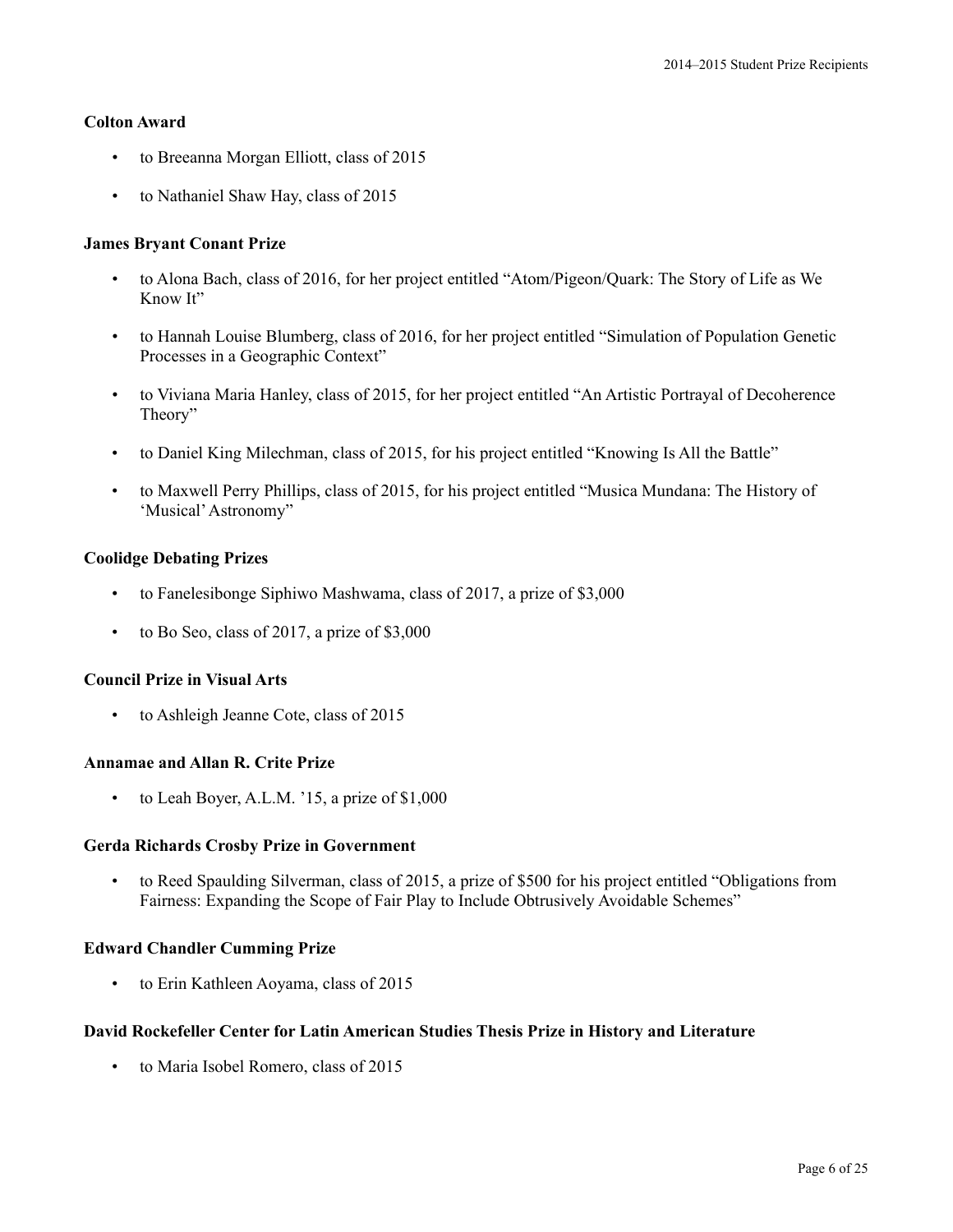**Colton Award**

- to Breeanna Morgan Elliott, class of 2015
- to Nathaniel Shaw Hay, class of 2015

**James Bryant Conant Prize**

- to Alona Bach, class of 2016, for her project entitled "Atom/Pigeon/Quark: The Story of Life as We Know It"
- to Hannah Louise Blumberg, class of 2016, for her project entitled "Simulation of Population Genetic Processes in a Geographic Context"
- to Viviana Maria Hanley, class of 2015, for her project entitled "An Artistic Portrayal of Decoherence Theory"
- to Daniel King Milechman, class of 2015, for his project entitled "Knowing Is All the Battle"
- to Maxwell Perry Phillips, class of 2015, for his project entitled "Musica Mundana: The History of 'Musical' Astronomy"

**Coolidge Debating Prizes**

- to Fanelesibonge Siphiwo Mashwama, class of 2017, a prize of $3,000
- to Bo Seo, class of 2017, a prize of $3,000

**Council Prize in Visual Arts**

- to Ashleigh Jeanne Cote, class of 2015

**Annamae and Allan R. Crite Prize**

- to Leah Boyer, A.L.M. '15, a prize of $1,000

**Gerda Richards Crosby Prize in Government**

- to Reed Spaulding Silverman, class of 2015, a prize of $500 for his project entitled "Obligations from Fairness: Expanding the Scope of Fair Play to Include Obtrusively Avoidable Schemes"

**Edward Chandler Cumming Prize**

- to Erin Kathleen Aoyama, class of 2015

**David Rockefeller Center for Latin American Studies Thesis Prize in History and Literature**

- to Maria Isobel Romero, class of 2015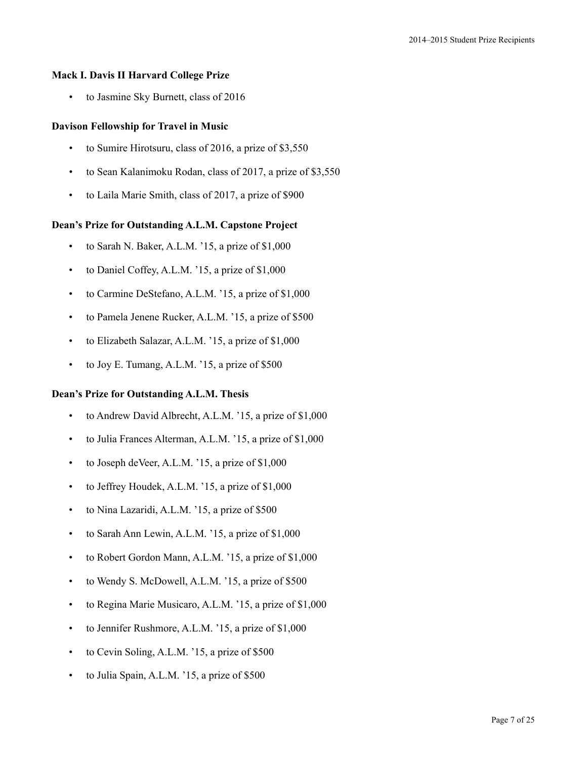**Mack I. Davis II Harvard College Prize**

- to Jasmine Sky Burnett, class of 2016

**Davison Fellowship for Travel in Music**

- to Sumire Hirotsuru, class of 2016, a prize of $3,550
- to Sean Kalanimoku Rodan, class of 2017, a prize of $3,550
- to Laila Marie Smith, class of 2017, a prize of $900

**Dean's Prize for Outstanding A.L.M. Capstone Project**

- to Sarah N. Baker, A.L.M. '15, a prize of $1,000
- to Daniel Coffey, A.L.M. '15, a prize of $1,000
- to Carmine DeStefano, A.L.M. '15, a prize of $1,000
- to Pamela Jenene Rucker, A.L.M. '15, a prize of $500
- to Elizabeth Salazar, A.L.M. '15, a prize of $1,000
- to Joy E. Tumang, A.L.M. '15, a prize of $500

**Dean's Prize for Outstanding A.L.M. Thesis**

- to Andrew David Albrecht, A.L.M. '15, a prize of $1,000
- to Julia Frances Alterman, A.L.M. '15, a prize of $1,000
- to Joseph deVeer, A.L.M. '15, a prize of $1,000
- to Jeffrey Houdek, A.L.M. '15, a prize of $1,000
- to Nina Lazaridi, A.L.M. '15, a prize of $500
- to Sarah Ann Lewin, A.L.M. '15, a prize of $1,000
- to Robert Gordon Mann, A.L.M. '15, a prize of $1,000
- to Wendy S. McDowell, A.L.M. '15, a prize of $500
- to Regina Marie Musicaro, A.L.M. '15, a prize of $1,000
- to Jennifer Rushmore, A.L.M. '15, a prize of $1,000
- to Cevin Soling, A.L.M. '15, a prize of $500
- to Julia Spain, A.L.M. '15, a prize of $500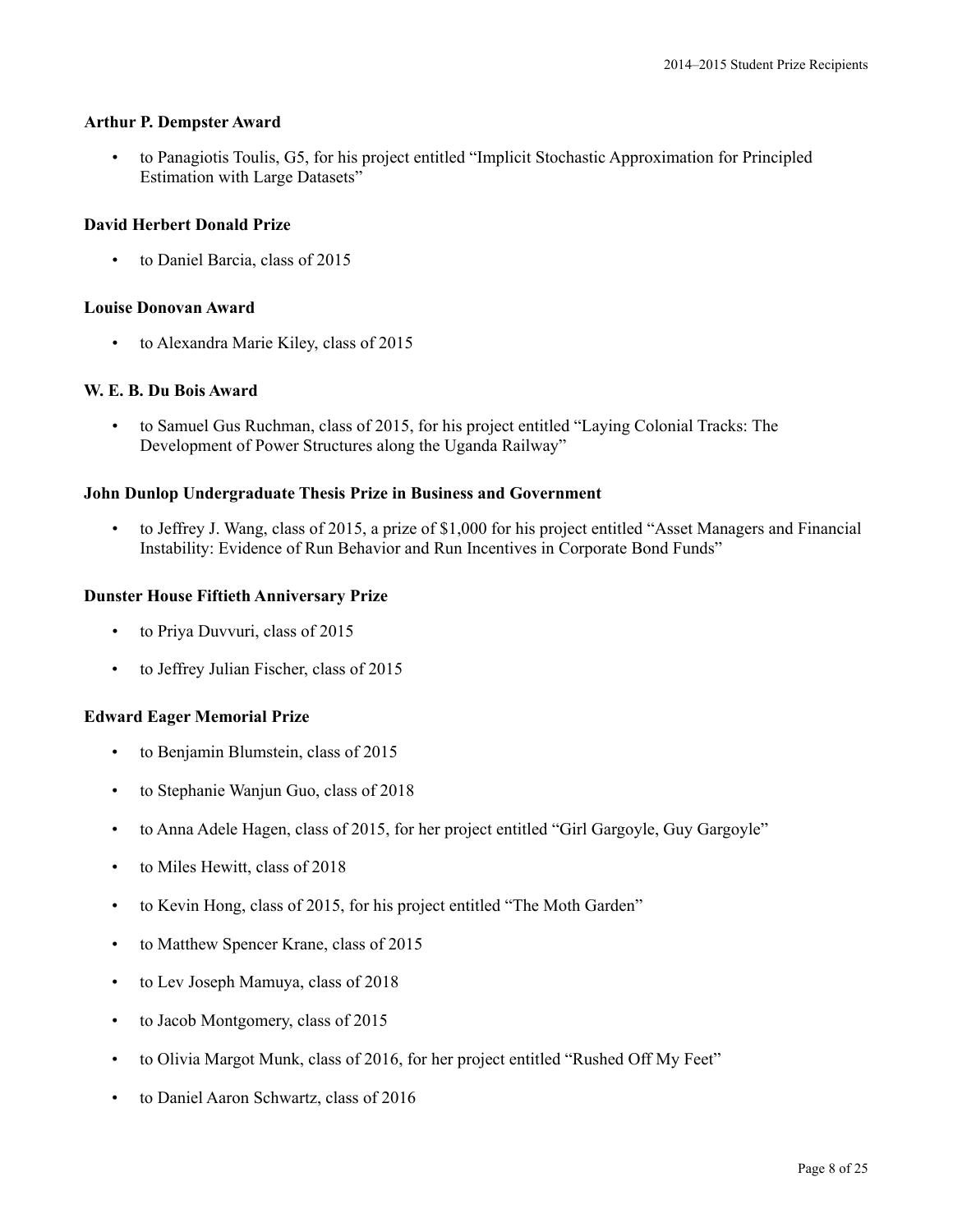**Arthur P. Dempster Award**

- to Panagiotis Toulis, G5, for his project entitled “Implicit Stochastic Approximation for Principled Estimation with Large Datasets”

**David Herbert Donald Prize**

- to Daniel Barcia, class of 2015

**Louise Donovan Award**

- to Alexandra Marie Kiley, class of 2015

**W. E. B. Du Bois Award**

- to Samuel Gus Ruchman, class of 2015, for his project entitled “Laying Colonial Tracks: The Development of Power Structures along the Uganda Railway”

**John Dunlop Undergraduate Thesis Prize in Business and Government**

- to Jeffrey J. Wang, class of 2015, a prize of $1,000 for his project entitled “Asset Managers and Financial Instability: Evidence of Run Behavior and Run Incentives in Corporate Bond Funds”

**Dunster House Fiftieth Anniversary Prize**

- to Priya Duvvuri, class of 2015
- to Jeffrey Julian Fischer, class of 2015

**Edward Eager Memorial Prize**

- to Benjamin Blumstein, class of 2015
- to Stephanie Wanjun Guo, class of 2018
- to Anna Adele Hagen, class of 2015, for her project entitled “Girl Gargoyle, Guy Gargoyle”
- to Miles Hewitt, class of 2018
- to Kevin Hong, class of 2015, for his project entitled “The Moth Garden”
- to Matthew Spencer Krane, class of 2015
- to Lev Joseph Mamuya, class of 2018
- to Jacob Montgomery, class of 2015
- to Olivia Margot Munk, class of 2016, for her project entitled “Rushed Off My Feet”
- to Daniel Aaron Schwartz, class of 2016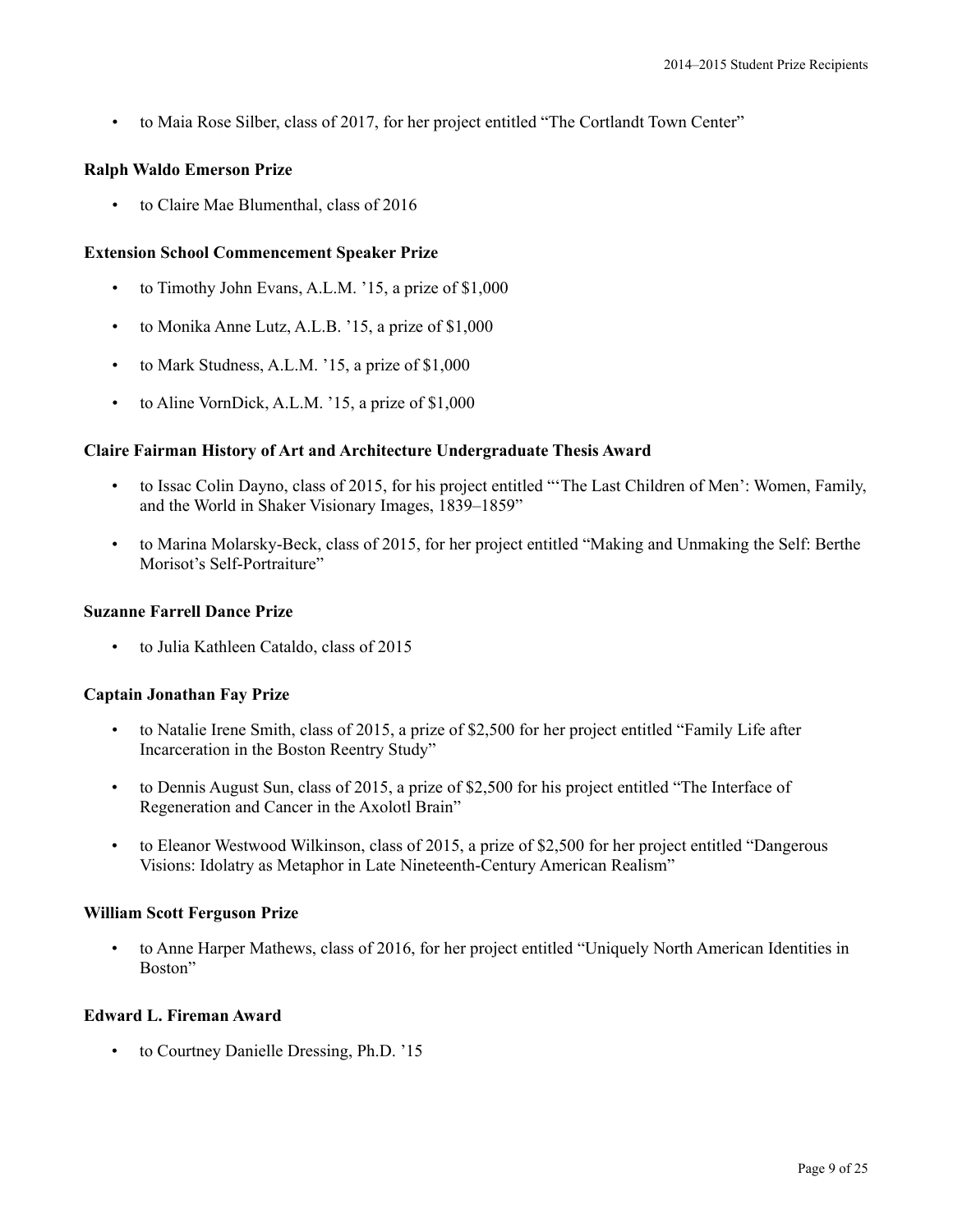- to Maia Rose Silber, class of 2017, for her project entitled “The Cortlandt Town Center”

**Ralph Waldo Emerson Prize**

- to Claire Mae Blumenthal, class of 2016

**Extension School Commencement Speaker Prize**

- to Timothy John Evans, A.L.M. ’15, a prize of $1,000
- to Monika Anne Lutz, A.L.B. ’15, a prize of $1,000
- to Mark Studness, A.L.M. ’15, a prize of $1,000
- to Aline VornDick, A.L.M. ’15, a prize of $1,000

**Claire Fairman History of Art and Architecture Undergraduate Thesis Award**

- to Issac Colin Dayno, class of 2015, for his project entitled “‘The Last Children of Men’: Women, Family, and the World in Shaker Visionary Images, 1839–1859”
- to Marina Molarsky-Beck, class of 2015, for her project entitled “Making and Unmaking the Self: Berthe Morisot’s Self-Portraiture”

**Suzanne Farrell Dance Prize**

- to Julia Kathleen Cataldo, class of 2015

**Captain Jonathan Fay Prize**

- to Natalie Irene Smith, class of 2015, a prize of $2,500 for her project entitled “Family Life after Incarceration in the Boston Reentry Study”
- to Dennis August Sun, class of 2015, a prize of $2,500 for his project entitled “The Interface of Regeneration and Cancer in the Axolotl Brain”
- to Eleanor Westwood Wilkinson, class of 2015, a prize of $2,500 for her project entitled “Dangerous Visions: Idolatry as Metaphor in Late Nineteenth-Century American Realism”

**William Scott Ferguson Prize**

- to Anne Harper Mathews, class of 2016, for her project entitled “Uniquely North American Identities in Boston”

**Edward L. Fireman Award**

- to Courtney Danielle Dressing, Ph.D. ’15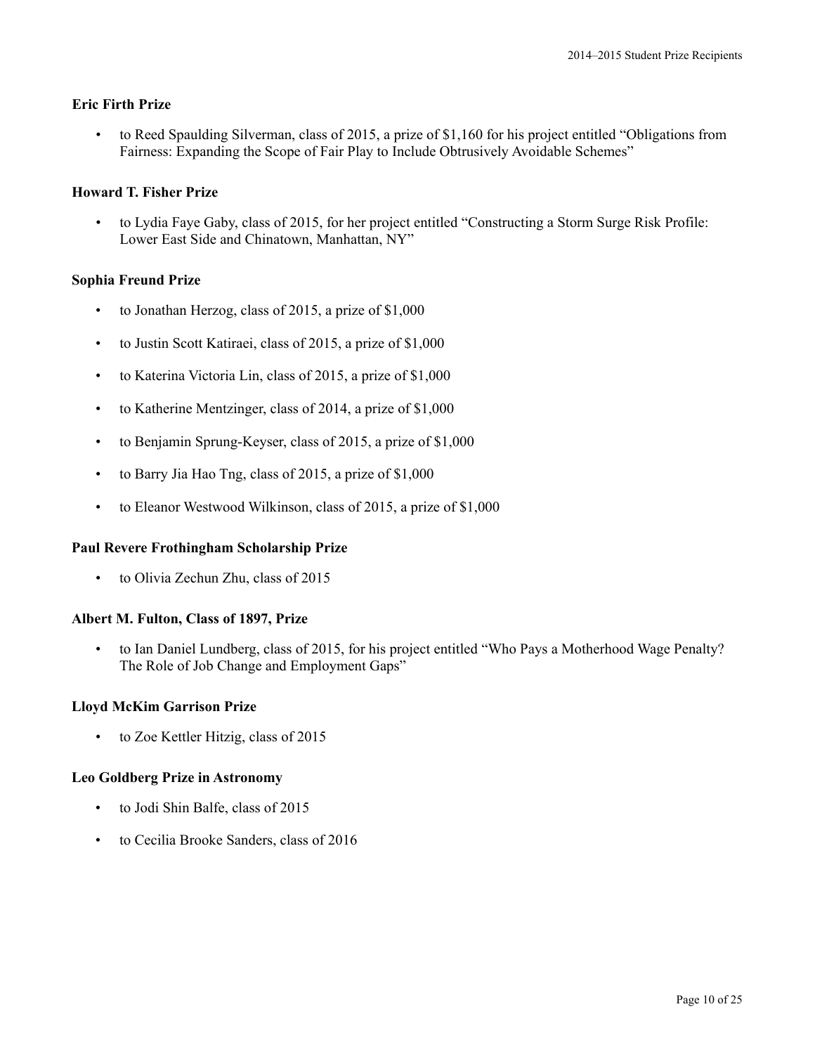**Eric Firth Prize**

- to Reed Spaulding Silverman, class of 2015, a prize of $1,160 for his project entitled “Obligations from Fairness: Expanding the Scope of Fair Play to Include Obtrusively Avoidable Schemes”

**Howard T. Fisher Prize**

- to Lydia Faye Gaby, class of 2015, for her project entitled “Constructing a Storm Surge Risk Profile: Lower East Side and Chinatown, Manhattan, NY”

**Sophia Freund Prize**

- to Jonathan Herzog, class of 2015, a prize of $1,000
- to Justin Scott Katiraei, class of 2015, a prize of $1,000
- to Katerina Victoria Lin, class of 2015, a prize of $1,000
- to Katherine Mentzinger, class of 2014, a prize of $1,000
- to Benjamin Sprung-Keyser, class of 2015, a prize of $1,000
- to Barry Jia Hao Tng, class of 2015, a prize of $1,000
- to Eleanor Westwood Wilkinson, class of 2015, a prize of $1,000

**Paul Revere Frothingham Scholarship Prize**

- to Olivia Zechun Zhu, class of 2015

**Albert M. Fulton, Class of 1897, Prize**

- to Ian Daniel Lundberg, class of 2015, for his project entitled “Who Pays a Motherhood Wage Penalty? The Role of Job Change and Employment Gaps”

**Lloyd McKim Garrison Prize**

- to Zoe Kettler Hitzig, class of 2015

**Leo Goldberg Prize in Astronomy**

- to Jodi Shin Balfe, class of 2015
- to Cecilia Brooke Sanders, class of 2016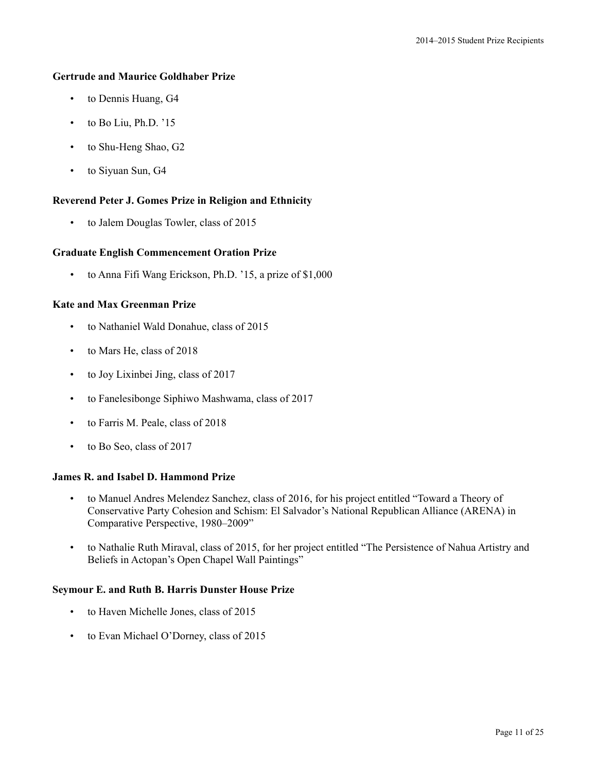### Gertrude and Maurice Goldhaber Prize

- to Dennis Huang, G4
- to Bo Liu, Ph.D. '15
- to Shu-Heng Shao, G2
- to Siyuan Sun, G4

### Reverend Peter J. Gomes Prize in Religion and Ethnicity

- to Jalem Douglas Towler, class of 2015

### Graduate English Commencement Oration Prize

- to Anna Fifi Wang Erickson, Ph.D. '15, a prize of $1,000

### Kate and Max Greenman Prize

- to Nathaniel Wald Donahue, class of 2015
- to Mars He, class of 2018
- to Joy Lixinbei Jing, class of 2017
- to Fanelesibonge Siphiwo Mashwama, class of 2017
- to Farris M. Peale, class of 2018
- to Bo Seo, class of 2017

### James R. and Isabel D. Hammond Prize

- to Manuel Andres Melendez Sanchez, class of 2016, for his project entitled "Toward a Theory of Conservative Party Cohesion and Schism: El Salvador's National Republican Alliance (ARENA) in Comparative Perspective, 1980–2009"
- to Nathalie Ruth Miraval, class of 2015, for her project entitled "The Persistence of Nahua Artistry and Beliefs in Actopan's Open Chapel Wall Paintings"

### Seymour E. and Ruth B. Harris Dunster House Prize

- to Haven Michelle Jones, class of 2015
- to Evan Michael O'Dorney, class of 2015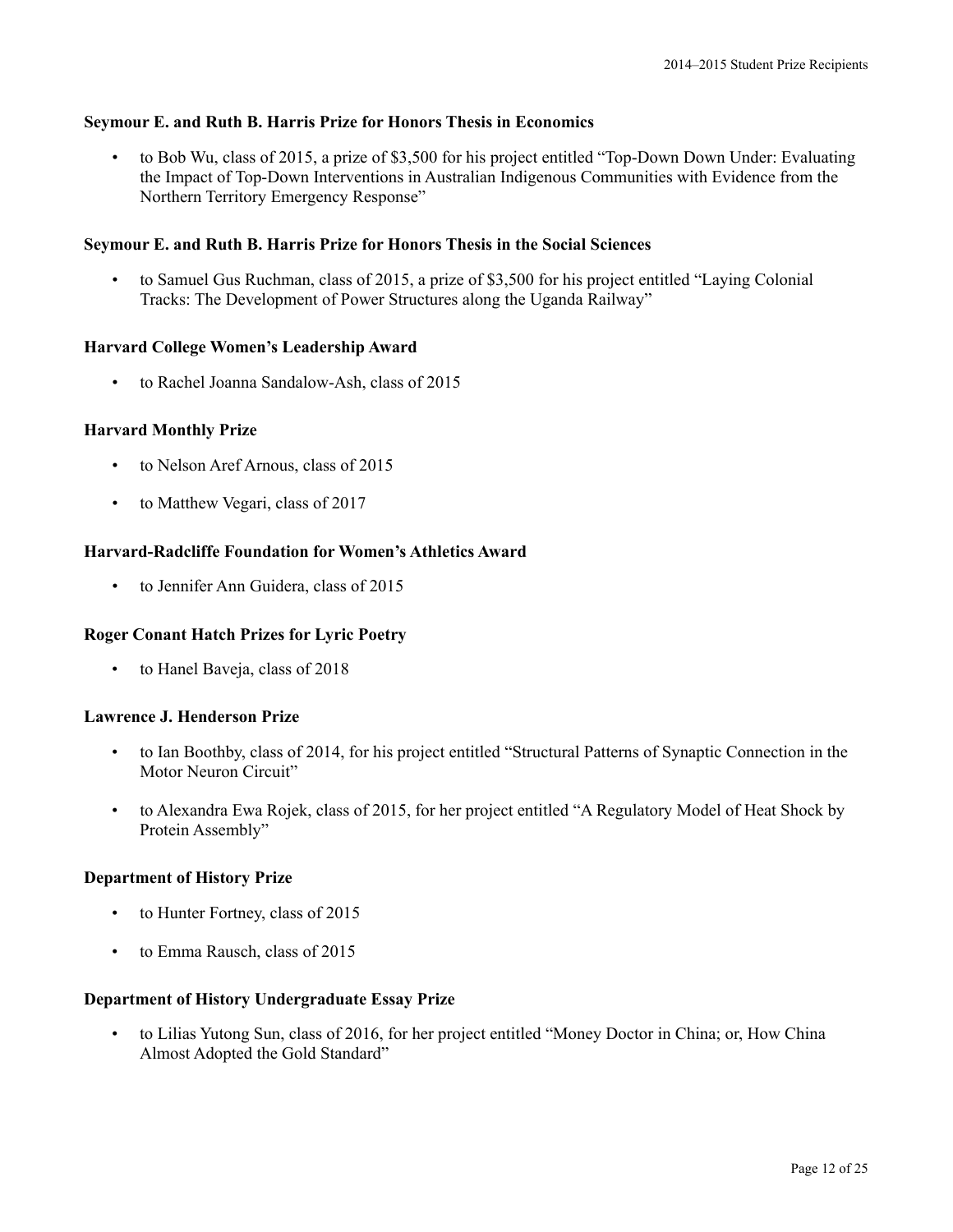**Seymour E. and Ruth B. Harris Prize for Honors Thesis in Economics**

- to Bob Wu, class of 2015, a prize of $3,500 for his project entitled "Top-Down Down Under: Evaluating the Impact of Top-Down Interventions in Australian Indigenous Communities with Evidence from the Northern Territory Emergency Response"

**Seymour E. and Ruth B. Harris Prize for Honors Thesis in the Social Sciences**

- to Samuel Gus Ruchman, class of 2015, a prize of $3,500 for his project entitled "Laying Colonial Tracks: The Development of Power Structures along the Uganda Railway"

**Harvard College Women's Leadership Award**

- to Rachel Joanna Sandalow-Ash, class of 2015

**Harvard Monthly Prize**

- to Nelson Aref Arnous, class of 2015
- to Matthew Vegari, class of 2017

**Harvard-Radcliffe Foundation for Women's Athletics Award**

- to Jennifer Ann Guidera, class of 2015

**Roger Conant Hatch Prizes for Lyric Poetry**

- to Hanel Baveja, class of 2018

**Lawrence J. Henderson Prize**

- to Ian Boothby, class of 2014, for his project entitled "Structural Patterns of Synaptic Connection in the Motor Neuron Circuit"
- to Alexandra Ewa Rojek, class of 2015, for her project entitled "A Regulatory Model of Heat Shock by Protein Assembly"

**Department of History Prize**

- to Hunter Fortney, class of 2015
- to Emma Rausch, class of 2015

**Department of History Undergraduate Essay Prize**

- to Lilias Yutong Sun, class of 2016, for her project entitled "Money Doctor in China; or, How China Almost Adopted the Gold Standard"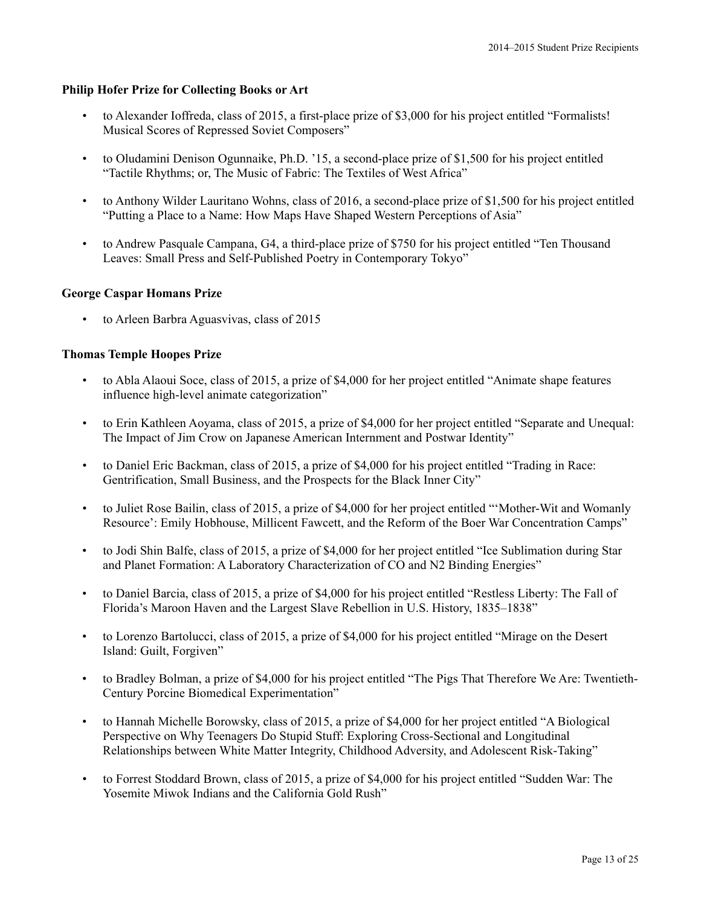### Philip Hofer Prize for Collecting Books or Art

- to Alexander Ioffreda, class of 2015, a first-place prize of $3,000 for his project entitled "Formalists! Musical Scores of Repressed Soviet Composers"
- to Oludamini Denison Ogunnaike, Ph.D. '15, a second-place prize of $1,500 for his project entitled "Tactile Rhythms; or, The Music of Fabric: The Textiles of West Africa"
- to Anthony Wilder Lauritano Wohns, class of 2016, a second-place prize of $1,500 for his project entitled "Putting a Place to a Name: How Maps Have Shaped Western Perceptions of Asia"
- to Andrew Pasquale Campana, G4, a third-place prize of $750 for his project entitled "Ten Thousand Leaves: Small Press and Self-Published Poetry in Contemporary Tokyo"

### George Caspar Homans Prize

- to Arleen Barbra Aguasvivas, class of 2015

### Thomas Temple Hoopes Prize

- to Abla Alaoui Soce, class of 2015, a prize of $4,000 for her project entitled "Animate shape features influence high-level animate categorization"
- to Erin Kathleen Aoyama, class of 2015, a prize of $4,000 for her project entitled "Separate and Unequal: The Impact of Jim Crow on Japanese American Internment and Postwar Identity"
- to Daniel Eric Backman, class of 2015, a prize of $4,000 for his project entitled "Trading in Race: Gentrification, Small Business, and the Prospects for the Black Inner City"
- to Juliet Rose Bailin, class of 2015, a prize of $4,000 for her project entitled "'Mother-Wit and Womanly Resource': Emily Hobhouse, Millicent Fawcett, and the Reform of the Boer War Concentration Camps"
- to Jodi Shin Balfe, class of 2015, a prize of $4,000 for her project entitled "Ice Sublimation during Star and Planet Formation: A Laboratory Characterization of CO and N2 Binding Energies"
- to Daniel Barcia, class of 2015, a prize of $4,000 for his project entitled "Restless Liberty: The Fall of Florida's Maroon Haven and the Largest Slave Rebellion in U.S. History, 1835–1838"
- to Lorenzo Bartolucci, class of 2015, a prize of $4,000 for his project entitled "Mirage on the Desert Island: Guilt, Forgiven"
- to Bradley Bolman, a prize of $4,000 for his project entitled "The Pigs That Therefore We Are: Twentieth-Century Porcine Biomedical Experimentation"
- to Hannah Michelle Borowsky, class of 2015, a prize of $4,000 for her project entitled "A Biological Perspective on Why Teenagers Do Stupid Stuff: Exploring Cross-Sectional and Longitudinal Relationships between White Matter Integrity, Childhood Adversity, and Adolescent Risk-Taking"
- to Forrest Stoddard Brown, class of 2015, a prize of $4,000 for his project entitled "Sudden War: The Yosemite Miwok Indians and the California Gold Rush"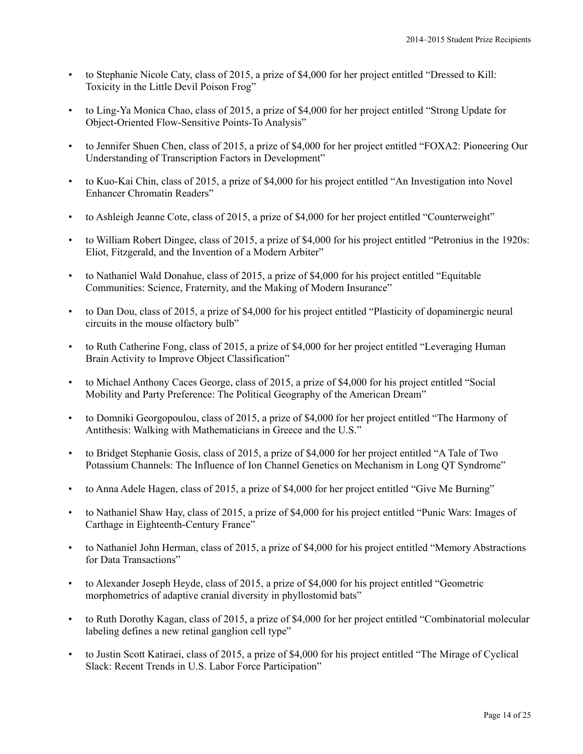- to Stephanie Nicole Caty, class of 2015, a prize of $4,000 for her project entitled "Dressed to Kill: Toxicity in the Little Devil Poison Frog"
- to Ling-Ya Monica Chao, class of 2015, a prize of $4,000 for her project entitled "Strong Update for Object-Oriented Flow-Sensitive Points-To Analysis"
- to Jennifer Shuen Chen, class of 2015, a prize of $4,000 for her project entitled "FOXA2: Pioneering Our Understanding of Transcription Factors in Development"
- to Kuo-Kai Chin, class of 2015, a prize of $4,000 for his project entitled "An Investigation into Novel Enhancer Chromatin Readers"
- to Ashleigh Jeanne Cote, class of 2015, a prize of $4,000 for her project entitled "Counterweight"
- to William Robert Dingee, class of 2015, a prize of $4,000 for his project entitled "Petronius in the 1920s: Eliot, Fitzgerald, and the Invention of a Modern Arbiter"
- to Nathaniel Wald Donahue, class of 2015, a prize of $4,000 for his project entitled "Equitable Communities: Science, Fraternity, and the Making of Modern Insurance"
- to Dan Dou, class of 2015, a prize of $4,000 for his project entitled "Plasticity of dopaminergic neural circuits in the mouse olfactory bulb"
- to Ruth Catherine Fong, class of 2015, a prize of $4,000 for her project entitled "Leveraging Human Brain Activity to Improve Object Classification"
- to Michael Anthony Caces George, class of 2015, a prize of $4,000 for his project entitled "Social Mobility and Party Preference: The Political Geography of the American Dream"
- to Domniki Georgopoulou, class of 2015, a prize of $4,000 for her project entitled "The Harmony of Antithesis: Walking with Mathematicians in Greece and the U.S."
- to Bridget Stephanie Gosis, class of 2015, a prize of $4,000 for her project entitled "A Tale of Two Potassium Channels: The Influence of Ion Channel Genetics on Mechanism in Long QT Syndrome"
- to Anna Adele Hagen, class of 2015, a prize of $4,000 for her project entitled "Give Me Burning"
- to Nathaniel Shaw Hay, class of 2015, a prize of $4,000 for his project entitled "Punic Wars: Images of Carthage in Eighteenth-Century France"
- to Nathaniel John Herman, class of 2015, a prize of $4,000 for his project entitled "Memory Abstractions for Data Transactions"
- to Alexander Joseph Heyde, class of 2015, a prize of $4,000 for his project entitled "Geometric morphometrics of adaptive cranial diversity in phyllostomid bats"
- to Ruth Dorothy Kagan, class of 2015, a prize of $4,000 for her project entitled "Combinatorial molecular labeling defines a new retinal ganglion cell type"
- to Justin Scott Katiraei, class of 2015, a prize of $4,000 for his project entitled "The Mirage of Cyclical Slack: Recent Trends in U.S. Labor Force Participation"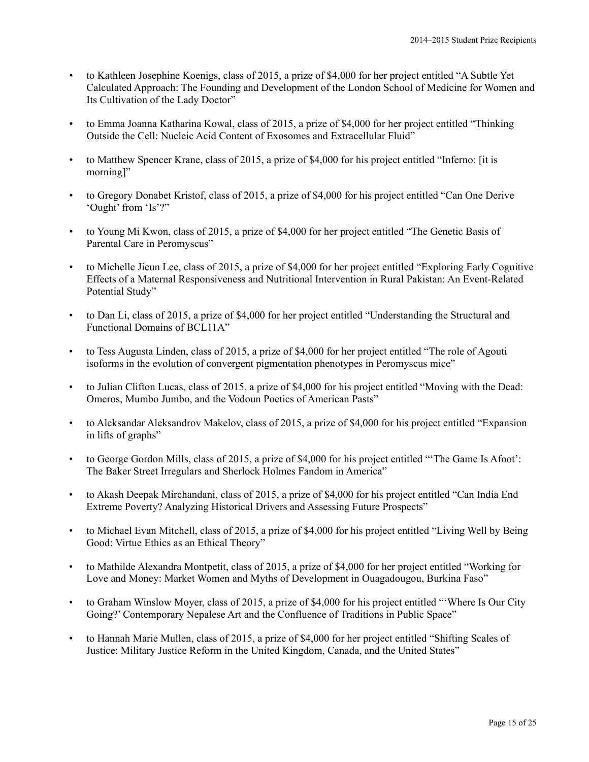- to Kathleen Josephine Koenigs, class of 2015, a prize of $4,000 for her project entitled “A Subtle Yet Calculated Approach: The Founding and Development of the London School of Medicine for Women and Its Cultivation of the Lady Doctor”
- to Emma Joanna Katharina Kowal, class of 2015, a prize of $4,000 for her project entitled “Thinking Outside the Cell: Nucleic Acid Content of Exosomes and Extracellular Fluid”
- to Matthew Spencer Krane, class of 2015, a prize of $4,000 for his project entitled “Inferno: [it is morning]”
- to Gregory Donabet Kristof, class of 2015, a prize of $4,000 for his project entitled “Can One Derive ‘Ought’ from ‘Is’?”
- to Young Mi Kwon, class of 2015, a prize of $4,000 for her project entitled “The Genetic Basis of Parental Care in Peromyscus”
- to Michelle Jieun Lee, class of 2015, a prize of $4,000 for her project entitled “Exploring Early Cognitive Effects of a Maternal Responsiveness and Nutritional Intervention in Rural Pakistan: An Event-Related Potential Study”
- to Dan Li, class of 2015, a prize of $4,000 for her project entitled “Understanding the Structural and Functional Domains of BCL11A”
- to Tess Augusta Linden, class of 2015, a prize of $4,000 for her project entitled “The role of Agouti isoforms in the evolution of convergent pigmentation phenotypes in Peromyscus mice”
- to Julian Clifton Lucas, class of 2015, a prize of $4,000 for his project entitled “Moving with the Dead: Omeros, Mumbo Jumbo, and the Vodoun Poetics of American Pasts”
- to Aleksandar Aleksandrov Makelov, class of 2015, a prize of $4,000 for his project entitled “Expansion in lifts of graphs”
- to George Gordon Mills, class of 2015, a prize of $4,000 for his project entitled “‘The Game Is Afoot’: The Baker Street Irregulars and Sherlock Holmes Fandom in America”
- to Akash Deepak Mirchandani, class of 2015, a prize of $4,000 for his project entitled “Can India End Extreme Poverty? Analyzing Historical Drivers and Assessing Future Prospects”
- to Michael Evan Mitchell, class of 2015, a prize of $4,000 for his project entitled “Living Well by Being Good: Virtue Ethics as an Ethical Theory”
- to Mathilde Alexandra Montpetit, class of 2015, a prize of $4,000 for her project entitled “Working for Love and Money: Market Women and Myths of Development in Ouagadougou, Burkina Faso”
- to Graham Winslow Moyer, class of 2015, a prize of $4,000 for his project entitled “‘Where Is Our City Going?’ Contemporary Nepalese Art and the Confluence of Traditions in Public Space”
- to Hannah Marie Mullen, class of 2015, a prize of $4,000 for her project entitled “Shifting Scales of Justice: Military Justice Reform in the United Kingdom, Canada, and the United States”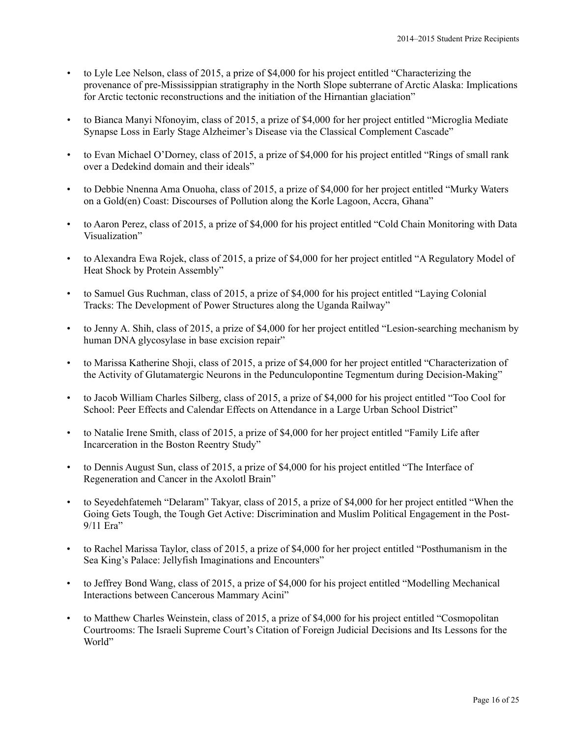- to Lyle Lee Nelson, class of 2015, a prize of $4,000 for his project entitled "Characterizing the provenance of pre-Mississippian stratigraphy in the North Slope subterrane of Arctic Alaska: Implications for Arctic tectonic reconstructions and the initiation of the Hirnantian glaciation"

- to Bianca Manyi Nfonoyim, class of 2015, a prize of $4,000 for her project entitled "Microglia Mediate Synapse Loss in Early Stage Alzheimer's Disease via the Classical Complement Cascade"

- to Evan Michael O'Dorney, class of 2015, a prize of $4,000 for his project entitled "Rings of small rank over a Dedekind domain and their ideals"

- to Debbie Nnenna Ama Onuoha, class of 2015, a prize of $4,000 for her project entitled "Murky Waters on a Gold(en) Coast: Discourses of Pollution along the Korle Lagoon, Accra, Ghana"

- to Aaron Perez, class of 2015, a prize of $4,000 for his project entitled "Cold Chain Monitoring with Data Visualization"

- to Alexandra Ewa Rojek, class of 2015, a prize of $4,000 for her project entitled "A Regulatory Model of Heat Shock by Protein Assembly"

- to Samuel Gus Ruchman, class of 2015, a prize of $4,000 for his project entitled "Laying Colonial Tracks: The Development of Power Structures along the Uganda Railway"

- to Jenny A. Shih, class of 2015, a prize of $4,000 for her project entitled "Lesion-searching mechanism by human DNA glycosylase in base excision repair"

- to Marissa Katherine Shoji, class of 2015, a prize of $4,000 for her project entitled "Characterization of the Activity of Glutamatergic Neurons in the Pedunculopontine Tegmentum during Decision-Making"

- to Jacob William Charles Silberg, class of 2015, a prize of $4,000 for his project entitled "Too Cool for School: Peer Effects and Calendar Effects on Attendance in a Large Urban School District"

- to Natalie Irene Smith, class of 2015, a prize of $4,000 for her project entitled "Family Life after Incarceration in the Boston Reentry Study"

- to Dennis August Sun, class of 2015, a prize of $4,000 for his project entitled "The Interface of Regeneration and Cancer in the Axolotl Brain"

- to Seyedehfatemeh "Delaram" Takyar, class of 2015, a prize of $4,000 for her project entitled "When the Going Gets Tough, the Tough Get Active: Discrimination and Muslim Political Engagement in the Post-9/11 Era"

- to Rachel Marissa Taylor, class of 2015, a prize of $4,000 for her project entitled "Posthumanism in the Sea King's Palace: Jellyfish Imaginations and Encounters"

- to Jeffrey Bond Wang, class of 2015, a prize of $4,000 for his project entitled "Modelling Mechanical Interactions between Cancerous Mammary Acini"

- to Matthew Charles Weinstein, class of 2015, a prize of $4,000 for his project entitled "Cosmopolitan Courtrooms: The Israeli Supreme Court's Citation of Foreign Judicial Decisions and Its Lessons for the World"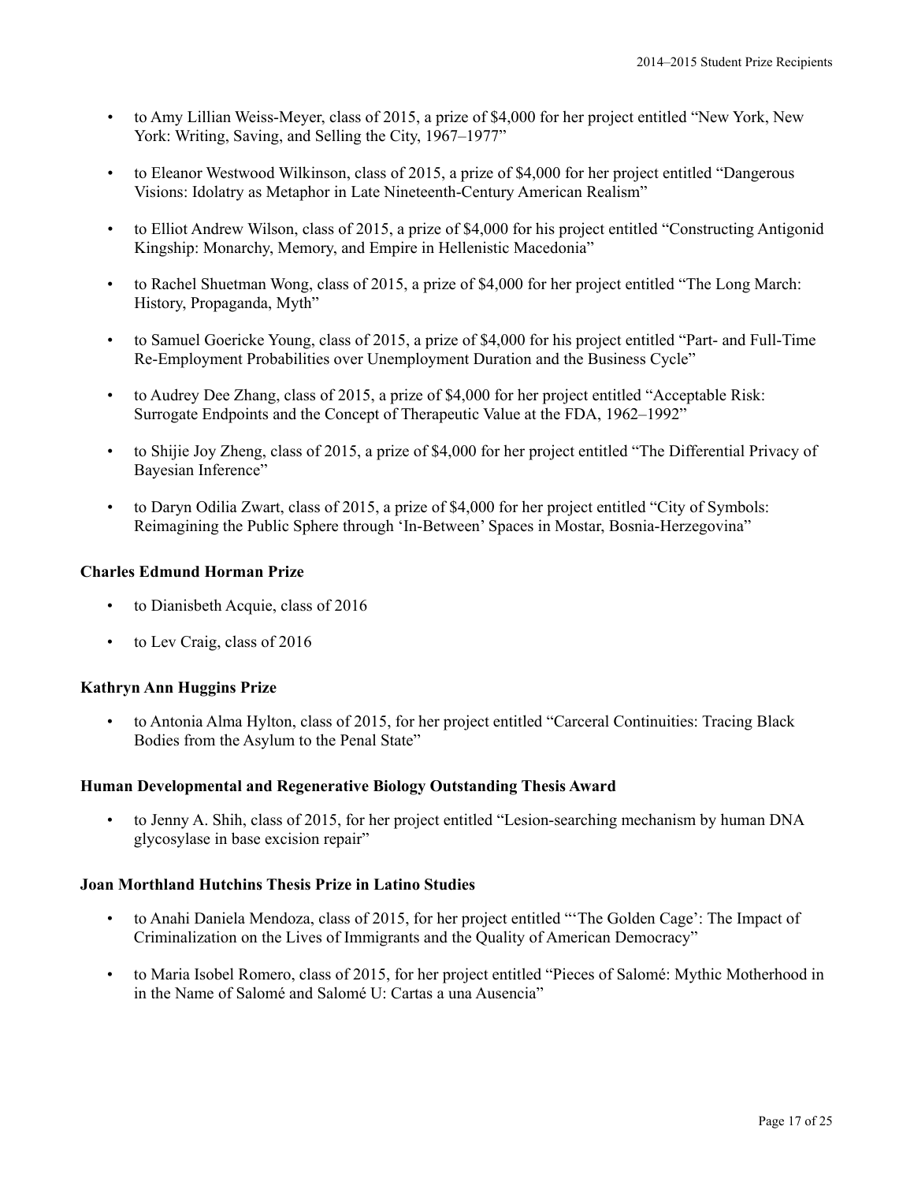- to Amy Lillian Weiss-Meyer, class of 2015, a prize of $4,000 for her project entitled "New York, New York: Writing, Saving, and Selling the City, 1967–1977"

- to Eleanor Westwood Wilkinson, class of 2015, a prize of $4,000 for her project entitled "Dangerous Visions: Idolatry as Metaphor in Late Nineteenth-Century American Realism"

- to Elliot Andrew Wilson, class of 2015, a prize of $4,000 for his project entitled "Constructing Antigonid Kingship: Monarchy, Memory, and Empire in Hellenistic Macedonia"

- to Rachel Shuetman Wong, class of 2015, a prize of $4,000 for her project entitled "The Long March: History, Propaganda, Myth"

- to Samuel Goericke Young, class of 2015, a prize of $4,000 for his project entitled "Part- and Full-Time Re-Employment Probabilities over Unemployment Duration and the Business Cycle"

- to Audrey Dee Zhang, class of 2015, a prize of $4,000 for her project entitled "Acceptable Risk: Surrogate Endpoints and the Concept of Therapeutic Value at the FDA, 1962–1992"

- to Shijie Joy Zheng, class of 2015, a prize of $4,000 for her project entitled "The Differential Privacy of Bayesian Inference"

- to Daryn Odilia Zwart, class of 2015, a prize of $4,000 for her project entitled "City of Symbols: Reimagining the Public Sphere through 'In-Between' Spaces in Mostar, Bosnia-Herzegovina"

**Charles Edmund Horman Prize**

- to Dianisbeth Acquie, class of 2016

- to Lev Craig, class of 2016

**Kathryn Ann Huggins Prize**

- to Antonia Alma Hylton, class of 2015, for her project entitled "Carceral Continuities: Tracing Black Bodies from the Asylum to the Penal State"

**Human Developmental and Regenerative Biology Outstanding Thesis Award**

- to Jenny A. Shih, class of 2015, for her project entitled "Lesion-searching mechanism by human DNA glycosylase in base excision repair"

**Joan Morthland Hutchins Thesis Prize in Latino Studies**

- to Anahi Daniela Mendoza, class of 2015, for her project entitled "'The Golden Cage': The Impact of Criminalization on the Lives of Immigrants and the Quality of American Democracy"

- to Maria Isobel Romero, class of 2015, for her project entitled "Pieces of Salomé: Mythic Motherhood in in the Name of Salomé and Salomé U: Cartas a una Ausencia"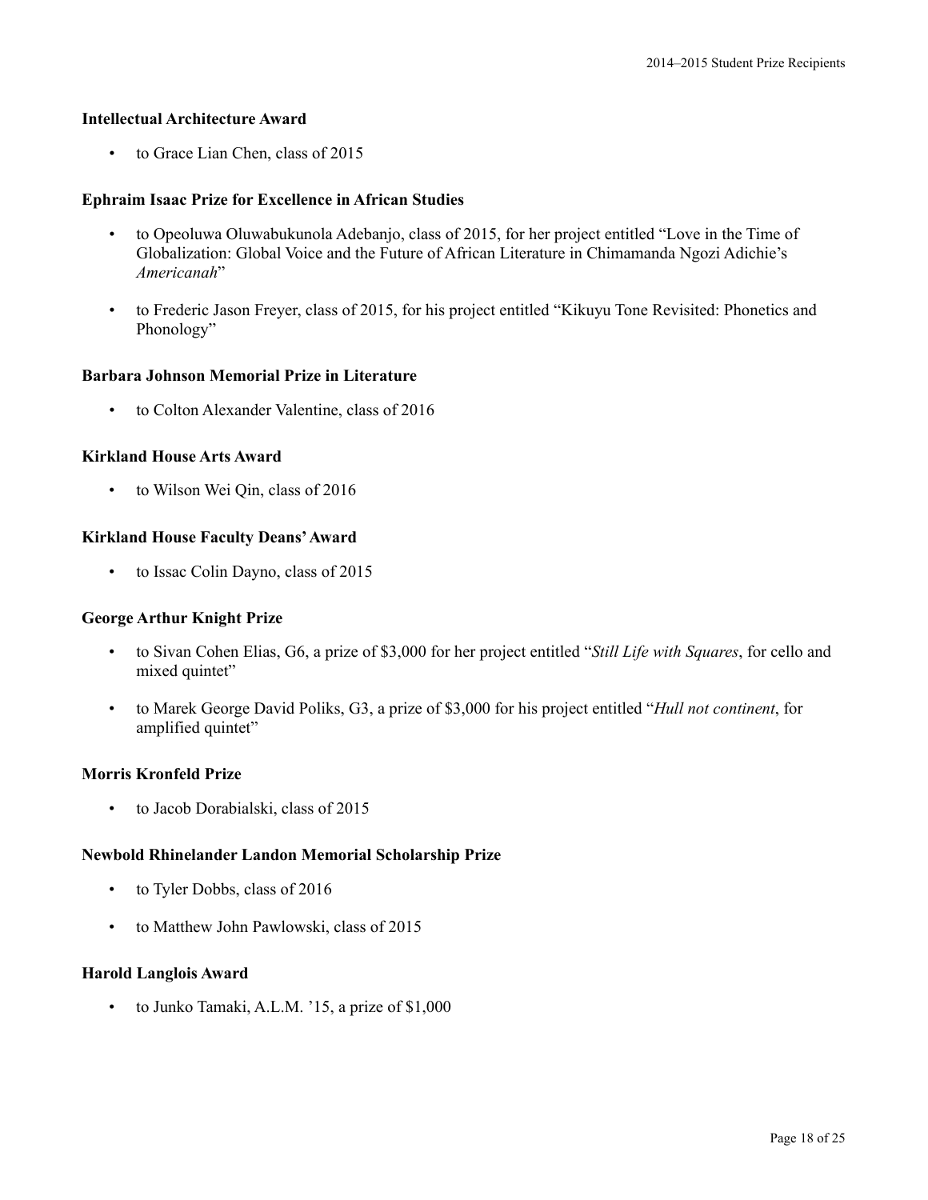### Intellectual Architecture Award

- to Grace Lian Chen, class of 2015

### Ephraim Isaac Prize for Excellence in African Studies

- to Opeoluwa Oluwabukunola Adebanjo, class of 2015, for her project entitled "Love in the Time of Globalization: Global Voice and the Future of African Literature in Chimamanda Ngozi Adichie's *Americanah*"
- to Frederic Jason Freyer, class of 2015, for his project entitled "Kikuyu Tone Revisited: Phonetics and Phonology"

### Barbara Johnson Memorial Prize in Literature

- to Colton Alexander Valentine, class of 2016

### Kirkland House Arts Award

- to Wilson Wei Qin, class of 2016

### Kirkland House Faculty Deans' Award

- to Issac Colin Dayno, class of 2015

### George Arthur Knight Prize

- to Sivan Cohen Elias, G6, a prize of $3,000 for her project entitled "*Still Life with Squares*, for cello and mixed quintet"
- to Marek George David Poliks, G3, a prize of $3,000 for his project entitled "*Hull not continent*, for amplified quintet"

### Morris Kronfeld Prize

- to Jacob Dorabialski, class of 2015

### Newbold Rhinelander Landon Memorial Scholarship Prize

- to Tyler Dobbs, class of 2016
- to Matthew John Pawlowski, class of 2015

### Harold Langlois Award

- to Junko Tamaki, A.L.M. '15, a prize of $1,000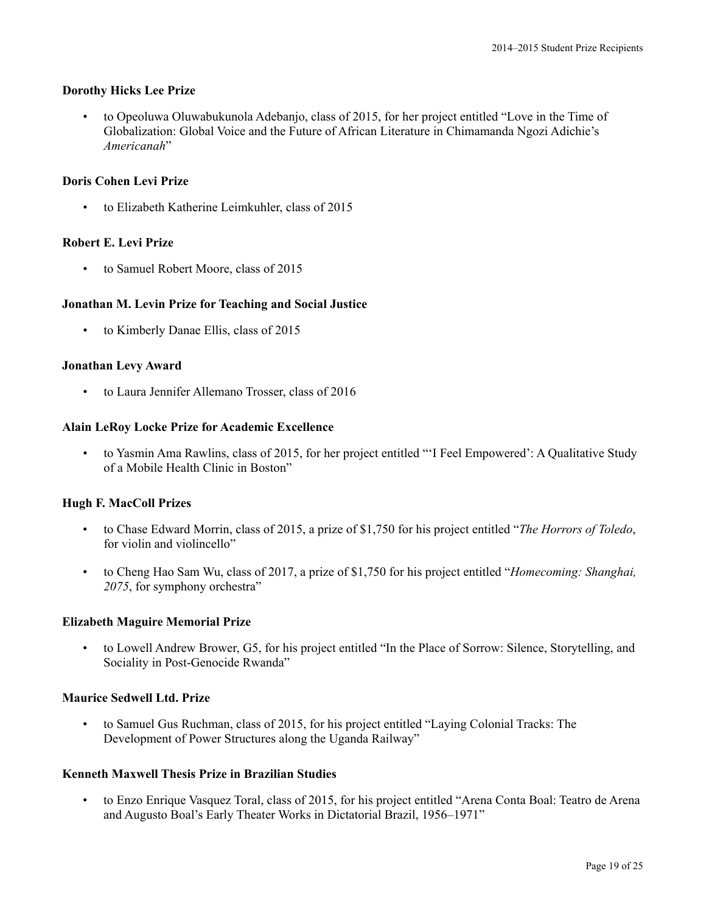**Dorothy Hicks Lee Prize**

- to Opeoluwa Oluwabukunola Adebanjo, class of 2015, for her project entitled "Love in the Time of Globalization: Global Voice and the Future of African Literature in Chimamanda Ngozi Adichie's *Americanah*"

**Doris Cohen Levi Prize**

- to Elizabeth Katherine Leimkuhler, class of 2015

**Robert E. Levi Prize**

- to Samuel Robert Moore, class of 2015

**Jonathan M. Levin Prize for Teaching and Social Justice**

- to Kimberly Danae Ellis, class of 2015

**Jonathan Levy Award**

- to Laura Jennifer Allemano Trosser, class of 2016

**Alain LeRoy Locke Prize for Academic Excellence**

- to Yasmin Ama Rawlins, class of 2015, for her project entitled "'I Feel Empowered': A Qualitative Study of a Mobile Health Clinic in Boston"

**Hugh F. MacColl Prizes**

- to Chase Edward Morrin, class of 2015, a prize of $1,750 for his project entitled "*The Horrors of Toledo*, for violin and violincello"
- to Cheng Hao Sam Wu, class of 2017, a prize of $1,750 for his project entitled "*Homecoming: Shanghai, 2075*, for symphony orchestra"

**Elizabeth Maguire Memorial Prize**

- to Lowell Andrew Brower, G5, for his project entitled "In the Place of Sorrow: Silence, Storytelling, and Sociality in Post-Genocide Rwanda"

**Maurice Sedwell Ltd. Prize**

- to Samuel Gus Ruchman, class of 2015, for his project entitled "Laying Colonial Tracks: The Development of Power Structures along the Uganda Railway"

**Kenneth Maxwell Thesis Prize in Brazilian Studies**

- to Enzo Enrique Vasquez Toral, class of 2015, for his project entitled "Arena Conta Boal: Teatro de Arena and Augusto Boal's Early Theater Works in Dictatorial Brazil, 1956–1971"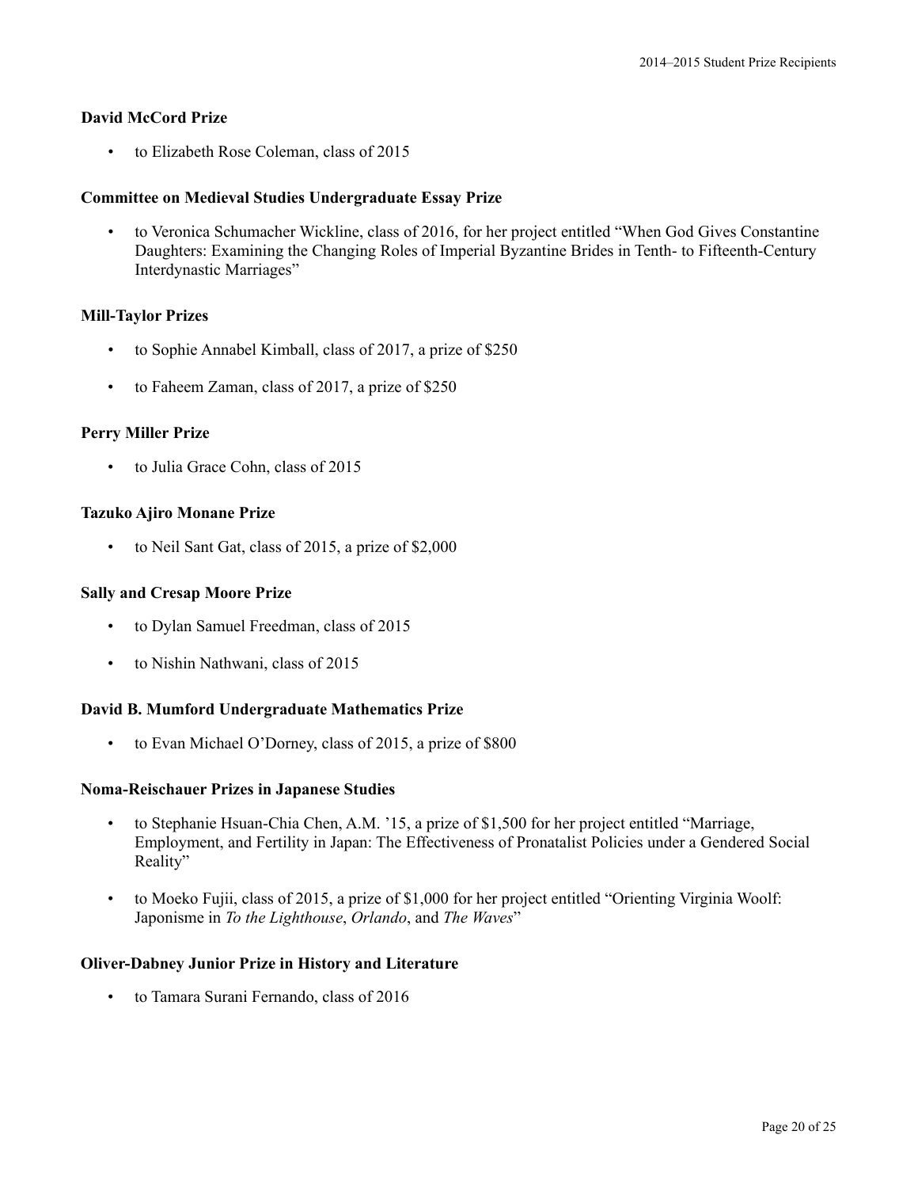**David McCord Prize**

- to Elizabeth Rose Coleman, class of 2015

**Committee on Medieval Studies Undergraduate Essay Prize**

- to Veronica Schumacher Wickline, class of 2016, for her project entitled "When God Gives Constantine Daughters: Examining the Changing Roles of Imperial Byzantine Brides in Tenth- to Fifteenth-Century Interdynastic Marriages"

**Mill-Taylor Prizes**

- to Sophie Annabel Kimball, class of 2017, a prize of $250
- to Faheem Zaman, class of 2017, a prize of $250

**Perry Miller Prize**

- to Julia Grace Cohn, class of 2015

**Tazuko Ajiro Monane Prize**

- to Neil Sant Gat, class of 2015, a prize of $2,000

**Sally and Cresap Moore Prize**

- to Dylan Samuel Freedman, class of 2015
- to Nishin Nathwani, class of 2015

**David B. Mumford Undergraduate Mathematics Prize**

- to Evan Michael O'Dorney, class of 2015, a prize of $800

**Noma-Reischauer Prizes in Japanese Studies**

- to Stephanie Hsuan-Chia Chen, A.M. '15, a prize of $1,500 for her project entitled "Marriage, Employment, and Fertility in Japan: The Effectiveness of Pronatalist Policies under a Gendered Social Reality"
- to Moeko Fujii, class of 2015, a prize of $1,000 for her project entitled "Orienting Virginia Woolf: Japonisme in *To the Lighthouse*, *Orlando*, and *The Waves*"

**Oliver-Dabney Junior Prize in History and Literature**

- to Tamara Surani Fernando, class of 2016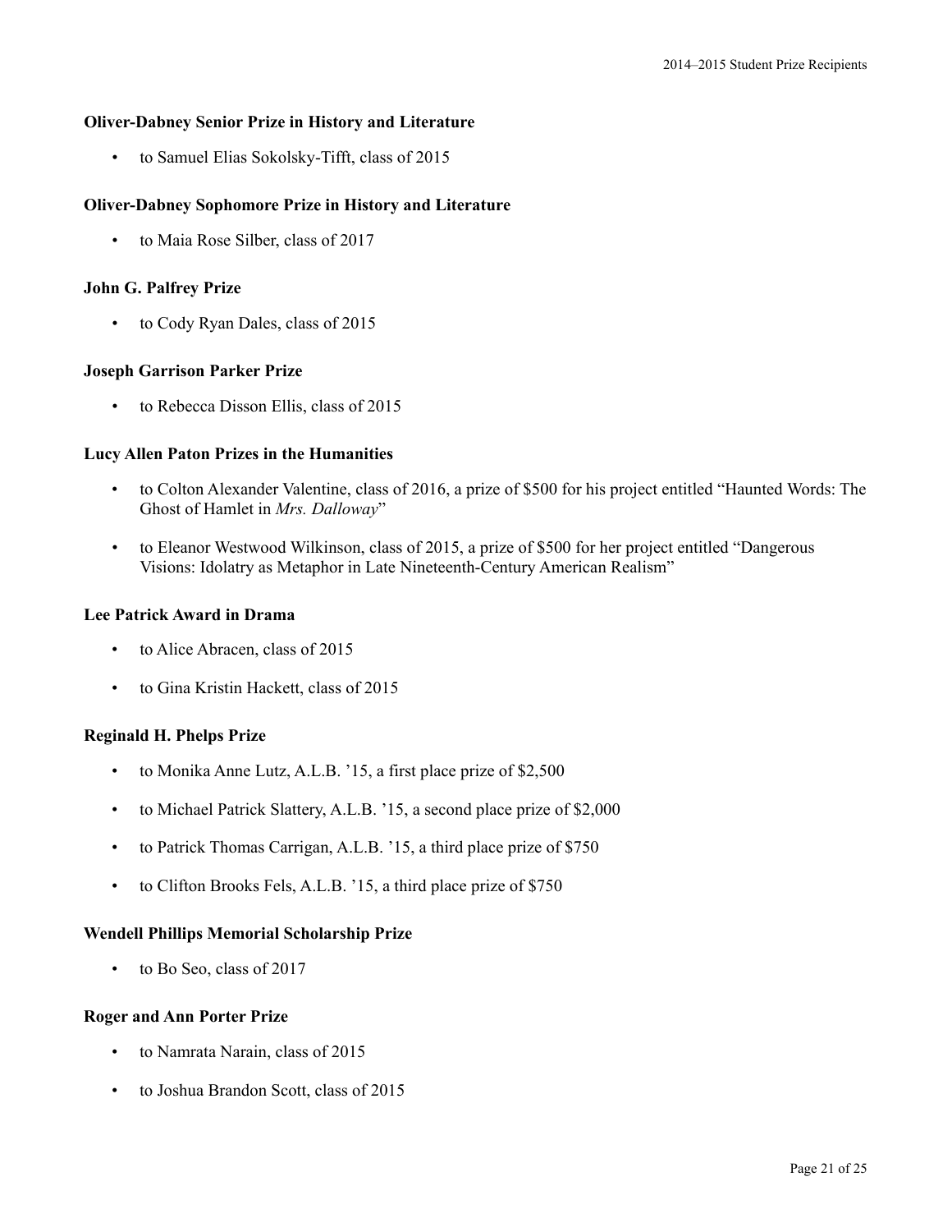**Oliver-Dabney Senior Prize in History and Literature**

- to Samuel Elias Sokolsky-Tifft, class of 2015

**Oliver-Dabney Sophomore Prize in History and Literature**

- to Maia Rose Silber, class of 2017

**John G. Palfrey Prize**

- to Cody Ryan Dales, class of 2015

**Joseph Garrison Parker Prize**

- to Rebecca Disson Ellis, class of 2015

**Lucy Allen Paton Prizes in the Humanities**

- to Colton Alexander Valentine, class of 2016, a prize of $500 for his project entitled "Haunted Words: The Ghost of Hamlet in *Mrs. Dalloway*"
- to Eleanor Westwood Wilkinson, class of 2015, a prize of $500 for her project entitled "Dangerous Visions: Idolatry as Metaphor in Late Nineteenth-Century American Realism"

**Lee Patrick Award in Drama**

- to Alice Abracen, class of 2015
- to Gina Kristin Hackett, class of 2015

**Reginald H. Phelps Prize**

- to Monika Anne Lutz, A.L.B. '15, a first place prize of $2,500
- to Michael Patrick Slattery, A.L.B. '15, a second place prize of $2,000
- to Patrick Thomas Carrigan, A.L.B. '15, a third place prize of $750
- to Clifton Brooks Fels, A.L.B. '15, a third place prize of $750

**Wendell Phillips Memorial Scholarship Prize**

- to Bo Seo, class of 2017

**Roger and Ann Porter Prize**

- to Namrata Narain, class of 2015
- to Joshua Brandon Scott, class of 2015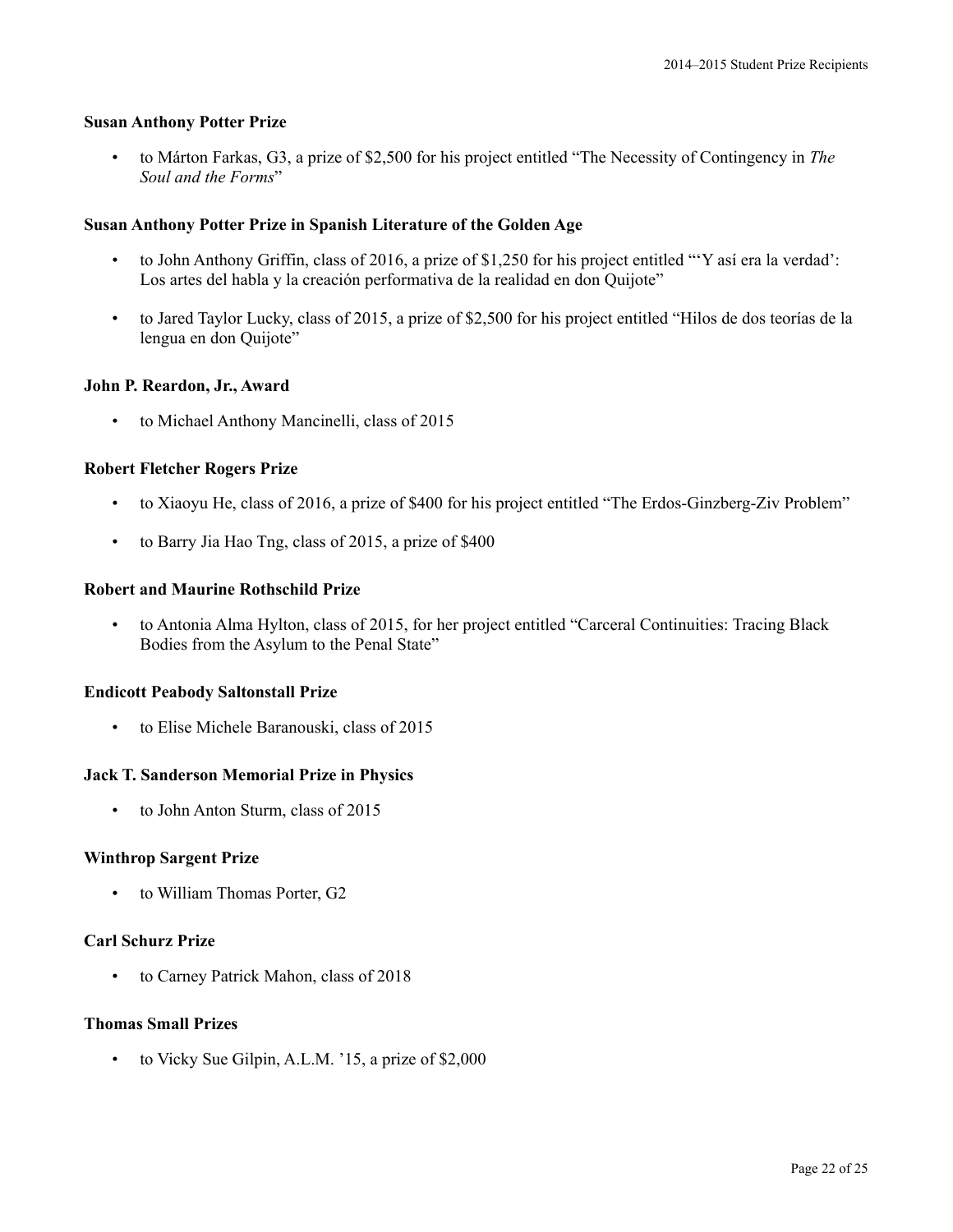**Susan Anthony Potter Prize**

- to Márton Farkas, G3, a prize of $2,500 for his project entitled “The Necessity of Contingency in *The Soul and the Forms*”

**Susan Anthony Potter Prize in Spanish Literature of the Golden Age**

- to John Anthony Griffin, class of 2016, a prize of $1,250 for his project entitled “‘Y así era la verdad’: Los artes del habla y la creación performativa de la realidad en don Quijote”
- to Jared Taylor Lucky, class of 2015, a prize of $2,500 for his project entitled “Hilos de dos teorías de la lengua en don Quijote”

**John P. Reardon, Jr., Award**

- to Michael Anthony Mancinelli, class of 2015

**Robert Fletcher Rogers Prize**

- to Xiaoyu He, class of 2016, a prize of $400 for his project entitled “The Erdos-Ginzberg-Ziv Problem”
- to Barry Jia Hao Tng, class of 2015, a prize of $400

**Robert and Maurine Rothschild Prize**

- to Antonia Alma Hylton, class of 2015, for her project entitled “Carceral Continuities: Tracing Black Bodies from the Asylum to the Penal State”

**Endicott Peabody Saltonstall Prize**

- to Elise Michele Baranouski, class of 2015

**Jack T. Sanderson Memorial Prize in Physics**

- to John Anton Sturm, class of 2015

**Winthrop Sargent Prize**

- to William Thomas Porter, G2

**Carl Schurz Prize**

- to Carney Patrick Mahon, class of 2018

**Thomas Small Prizes**

- to Vicky Sue Gilpin, A.L.M. ’15, a prize of $2,000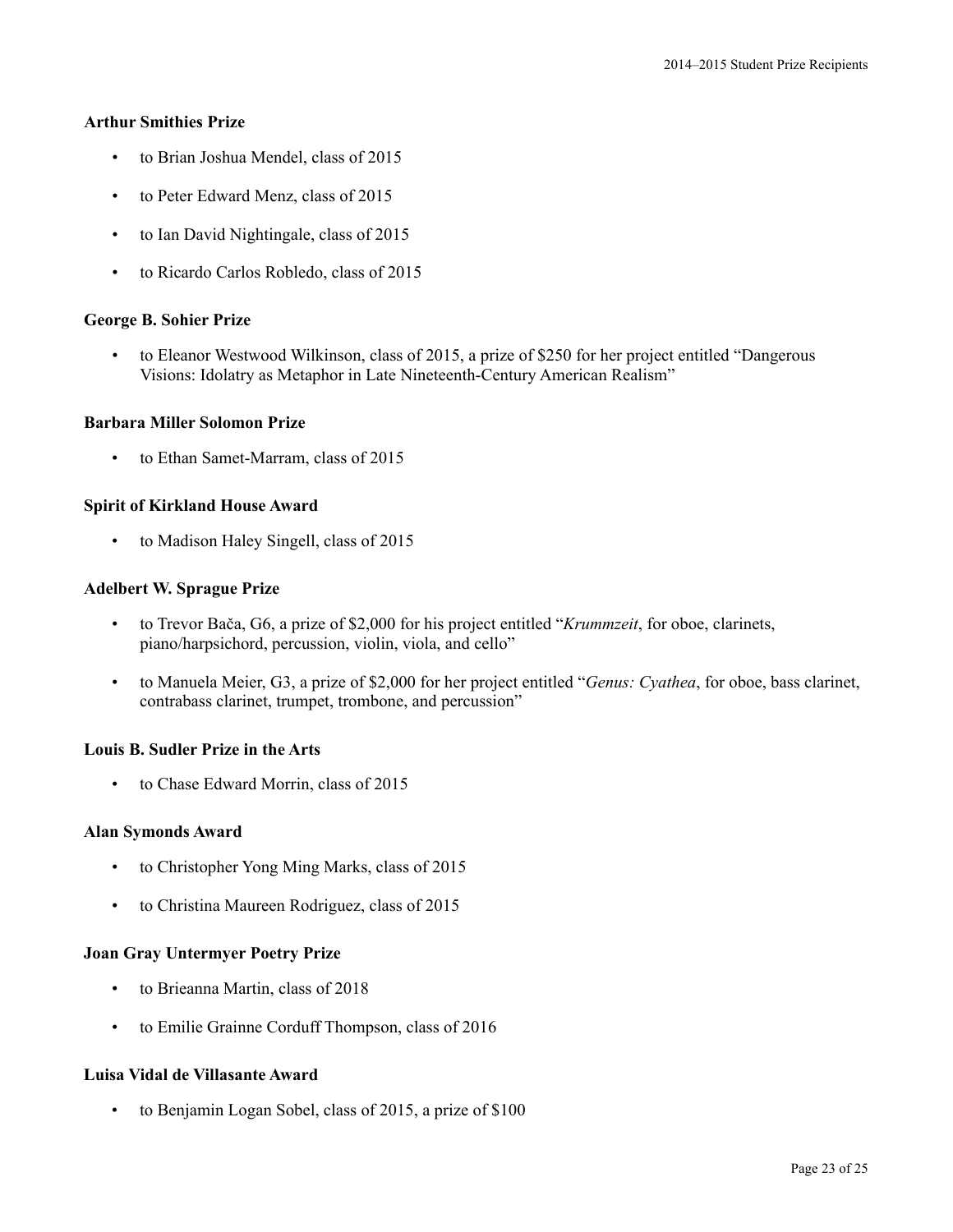**Arthur Smithies Prize**

- to Brian Joshua Mendel, class of 2015
- to Peter Edward Menz, class of 2015
- to Ian David Nightingale, class of 2015
- to Ricardo Carlos Robledo, class of 2015

**George B. Sohier Prize**

- to Eleanor Westwood Wilkinson, class of 2015, a prize of $250 for her project entitled "Dangerous Visions: Idolatry as Metaphor in Late Nineteenth-Century American Realism"

**Barbara Miller Solomon Prize**

- to Ethan Samet-Marram, class of 2015

**Spirit of Kirkland House Award**

- to Madison Haley Singell, class of 2015

**Adelbert W. Sprague Prize**

- to Trevor Bača, G6, a prize of $2,000 for his project entitled "*Krummzeit*, for oboe, clarinets, piano/harpsichord, percussion, violin, viola, and cello"
- to Manuela Meier, G3, a prize of $2,000 for her project entitled "*Genus: Cyathea*, for oboe, bass clarinet, contrabass clarinet, trumpet, trombone, and percussion"

**Louis B. Sudler Prize in the Arts**

- to Chase Edward Morrin, class of 2015

**Alan Symonds Award**

- to Christopher Yong Ming Marks, class of 2015
- to Christina Maureen Rodriguez, class of 2015

**Joan Gray Untermyer Poetry Prize**

- to Brieanna Martin, class of 2018
- to Emilie Grainne Corduff Thompson, class of 2016

**Luisa Vidal de Villasante Award**

- to Benjamin Logan Sobel, class of 2015, a prize of $100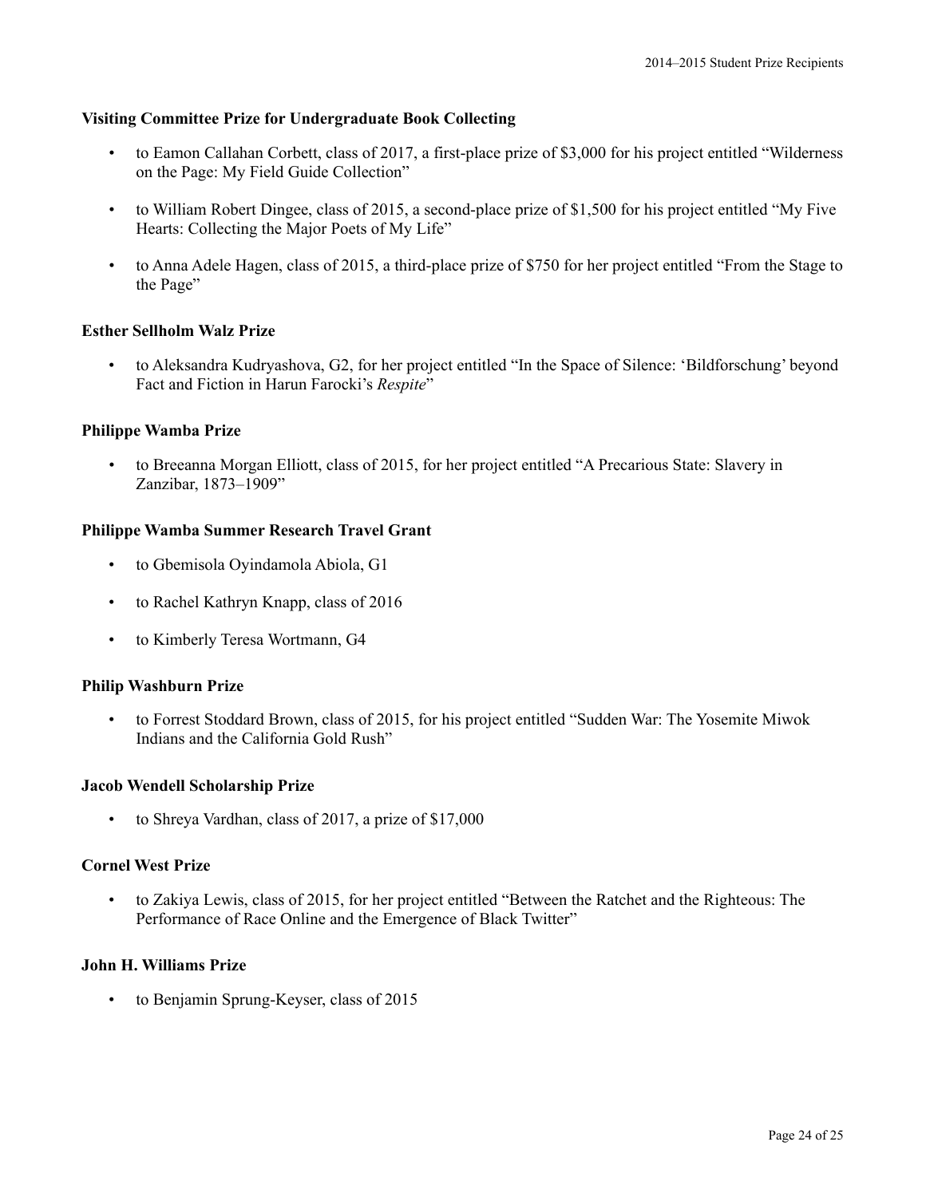**Visiting Committee Prize for Undergraduate Book Collecting**

- to Eamon Callahan Corbett, class of 2017, a first-place prize of $3,000 for his project entitled "Wilderness on the Page: My Field Guide Collection"
- to William Robert Dingee, class of 2015, a second-place prize of $1,500 for his project entitled "My Five Hearts: Collecting the Major Poets of My Life"
- to Anna Adele Hagen, class of 2015, a third-place prize of $750 for her project entitled "From the Stage to the Page"

**Esther Sellholm Walz Prize**

- to Aleksandra Kudryashova, G2, for her project entitled "In the Space of Silence: 'Bildforschung' beyond Fact and Fiction in Harun Farocki's *Respite*"

**Philippe Wamba Prize**

- to Breeanna Morgan Elliott, class of 2015, for her project entitled "A Precarious State: Slavery in Zanzibar, 1873–1909"

**Philippe Wamba Summer Research Travel Grant**

- to Gbemisola Oyindamola Abiola, G1
- to Rachel Kathryn Knapp, class of 2016
- to Kimberly Teresa Wortmann, G4

**Philip Washburn Prize**

- to Forrest Stoddard Brown, class of 2015, for his project entitled "Sudden War: The Yosemite Miwok Indians and the California Gold Rush"

**Jacob Wendell Scholarship Prize**

- to Shreya Vardhan, class of 2017, a prize of $17,000

**Cornel West Prize**

- to Zakiya Lewis, class of 2015, for her project entitled "Between the Ratchet and the Righteous: The Performance of Race Online and the Emergence of Black Twitter"

**John H. Williams Prize**

- to Benjamin Sprung-Keyser, class of 2015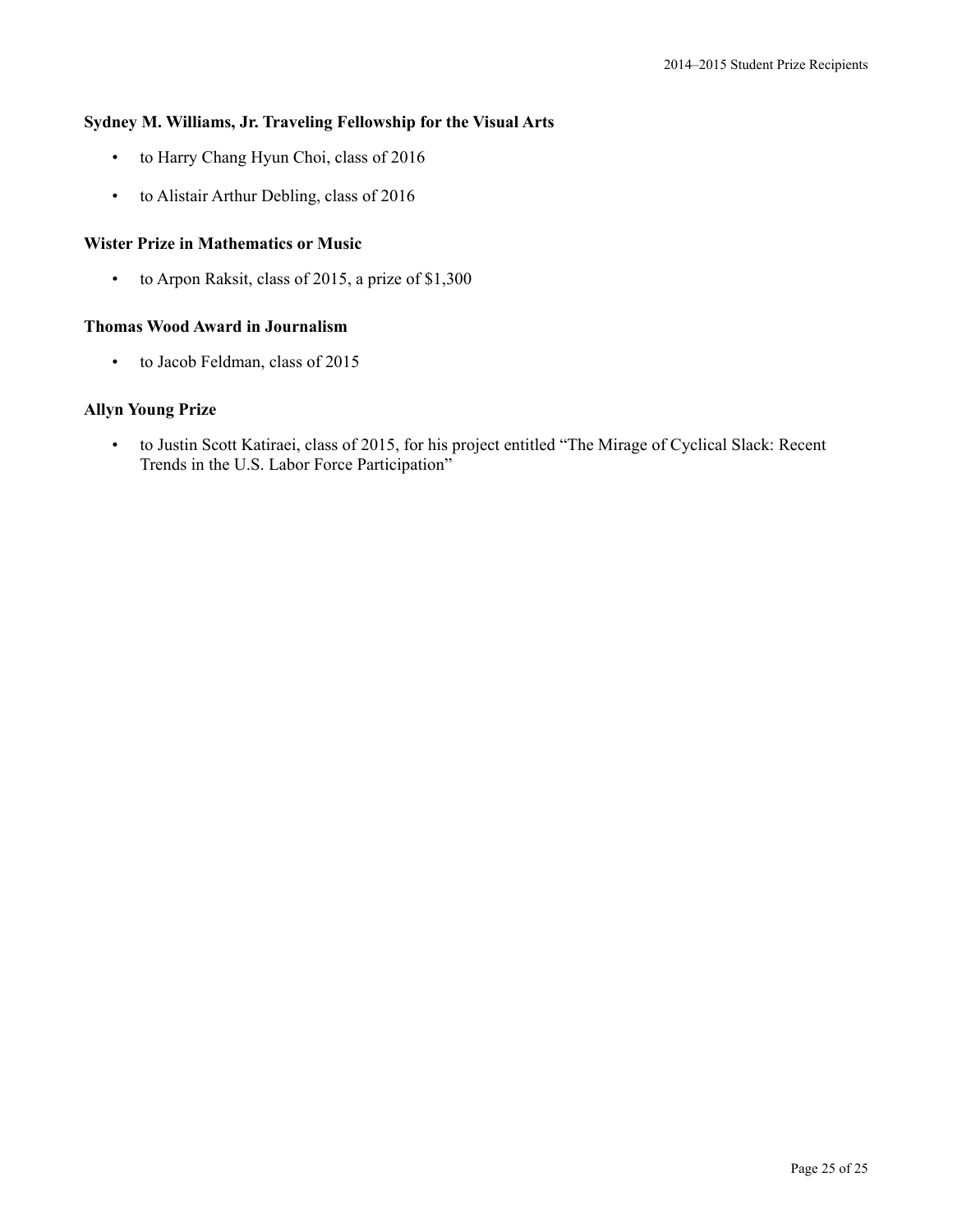**Sydney M. Williams, Jr. Traveling Fellowship for the Visual Arts**

- to Harry Chang Hyun Choi, class of 2016
- to Alistair Arthur Debling, class of 2016

**Wister Prize in Mathematics or Music**

- to Arpon Raksit, class of 2015, a prize of $1,300

**Thomas Wood Award in Journalism**

- to Jacob Feldman, class of 2015

**Allyn Young Prize**

- to Justin Scott Katiraei, class of 2015, for his project entitled "The Mirage of Cyclical Slack: Recent Trends in the U.S. Labor Force Participation"